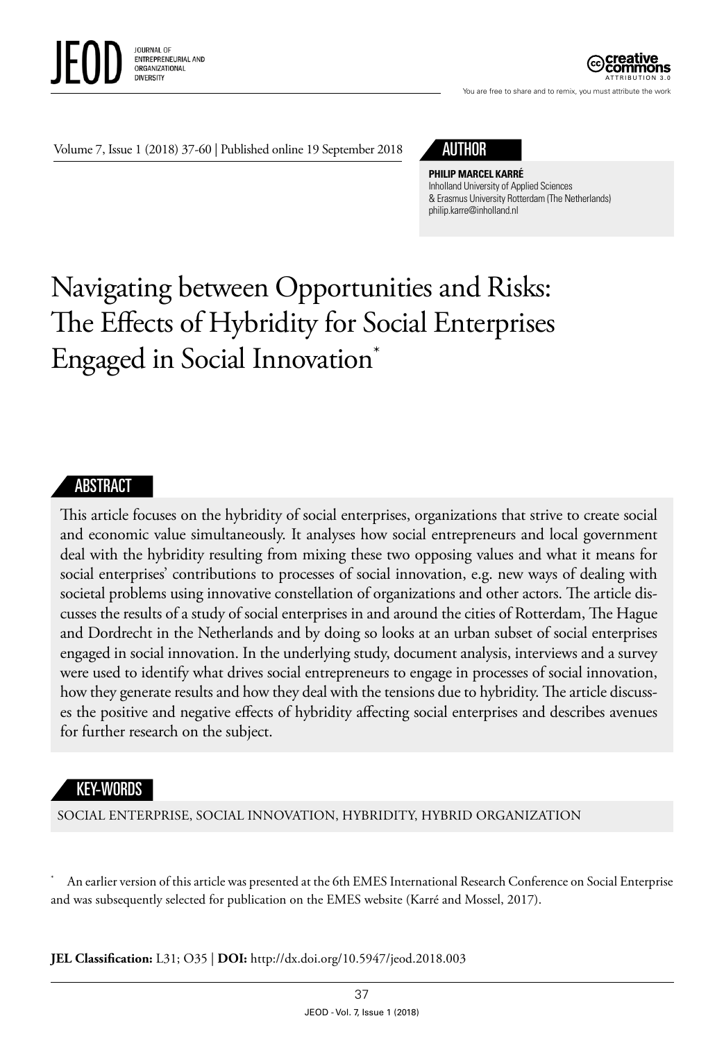Volume 7, Issue 1 (2018) 37-60 | Published online 19 September 2018

## AUTHOR

**PHILIP MARCEL KARRÉ**
Inholland University of Applied Sciences
& Erasmus University Rotterdam (The Netherlands)
philip.karre@inholland.nl

# Navigating between Opportunities and Risks: The Effects of Hybridity for Social Enterprises Engaged in Social Innovation*

## ABSTRACT

This article focuses on the hybridity of social enterprises, organizations that strive to create social and economic value simultaneously. It analyses how social entrepreneurs and local government deal with the hybridity resulting from mixing these two opposing values and what it means for social enterprises' contributions to processes of social innovation, e.g. new ways of dealing with societal problems using innovative constellation of organizations and other actors. The article discusses the results of a study of social enterprises in and around the cities of Rotterdam, The Hague and Dordrecht in the Netherlands and by doing so looks at an urban subset of social enterprises engaged in social innovation. In the underlying study, document analysis, interviews and a survey were used to identify what drives social entrepreneurs to engage in processes of social innovation, how they generate results and how they deal with the tensions due to hybridity. The article discusses the positive and negative effects of hybridity affecting social enterprises and describes avenues for further research on the subject.

## KEY-WORDS

SOCIAL ENTERPRISE, SOCIAL INNOVATION, HYBRIDITY, HYBRID ORGANIZATION

* An earlier version of this article was presented at the 6th EMES International Research Conference on Social Enterprise and was subsequently selected for publication on the EMES website (Karré and Mossel, 2017).

**JEL Classification:** L31; O35 | **DOI:** http://dx.doi.org/10.5947/jeod.2018.003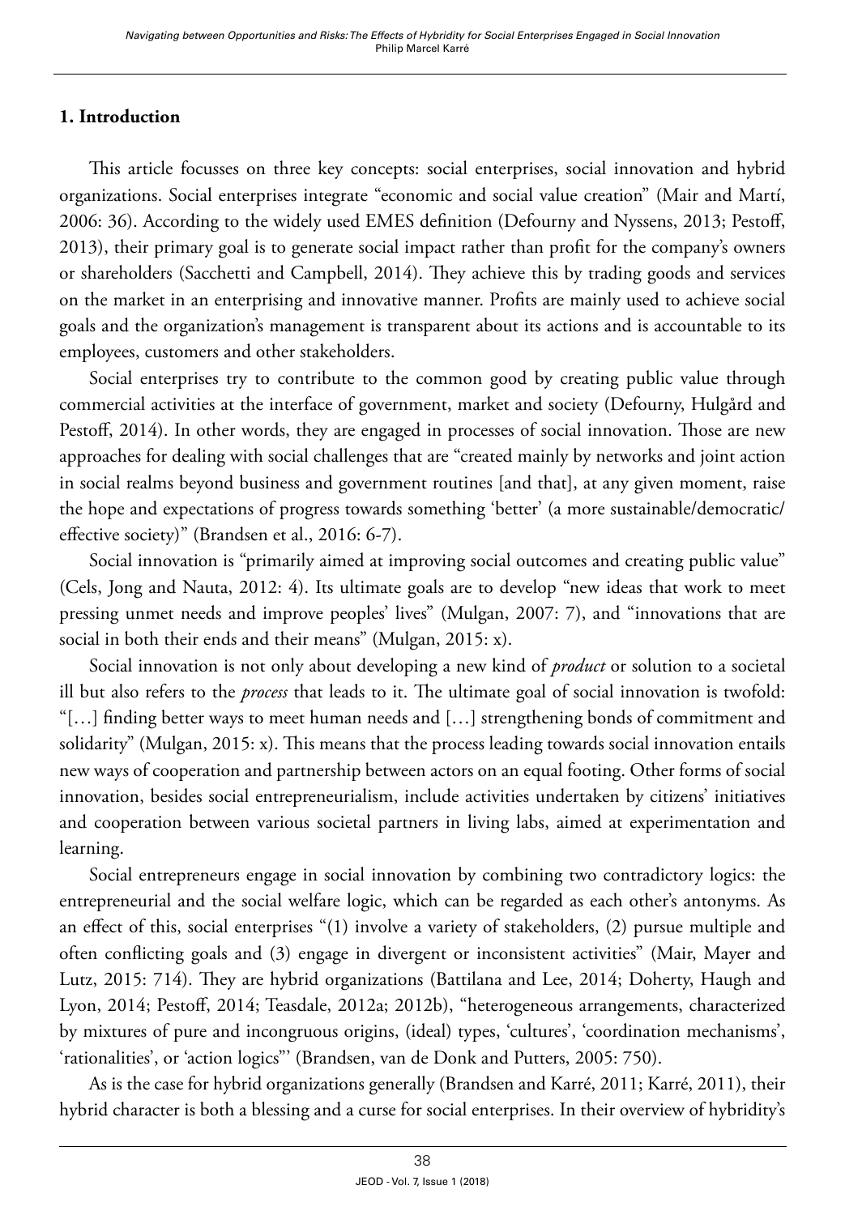## 1. Introduction

This article focusses on three key concepts: social enterprises, social innovation and hybrid organizations. Social enterprises integrate "economic and social value creation" (Mair and Martí, 2006: 36). According to the widely used EMES definition (Defourny and Nyssens, 2013; Pestoff, 2013), their primary goal is to generate social impact rather than profit for the company's owners or shareholders (Sacchetti and Campbell, 2014). They achieve this by trading goods and services on the market in an enterprising and innovative manner. Profits are mainly used to achieve social goals and the organization's management is transparent about its actions and is accountable to its employees, customers and other stakeholders.

Social enterprises try to contribute to the common good by creating public value through commercial activities at the interface of government, market and society (Defourny, Hulgård and Pestoff, 2014). In other words, they are engaged in processes of social innovation. Those are new approaches for dealing with social challenges that are "created mainly by networks and joint action in social realms beyond business and government routines [and that], at any given moment, raise the hope and expectations of progress towards something 'better' (a more sustainable/democratic/effective society)" (Brandsen et al., 2016: 6-7).

Social innovation is "primarily aimed at improving social outcomes and creating public value" (Cels, Jong and Nauta, 2012: 4). Its ultimate goals are to develop "new ideas that work to meet pressing unmet needs and improve peoples' lives" (Mulgan, 2007: 7), and "innovations that are social in both their ends and their means" (Mulgan, 2015: x).

Social innovation is not only about developing a new kind of *product* or solution to a societal ill but also refers to the *process* that leads to it. The ultimate goal of social innovation is twofold: "[…] finding better ways to meet human needs and […] strengthening bonds of commitment and solidarity" (Mulgan, 2015: x). This means that the process leading towards social innovation entails new ways of cooperation and partnership between actors on an equal footing. Other forms of social innovation, besides social entrepreneurialism, include activities undertaken by citizens' initiatives and cooperation between various societal partners in living labs, aimed at experimentation and learning.

Social entrepreneurs engage in social innovation by combining two contradictory logics: the entrepreneurial and the social welfare logic, which can be regarded as each other's antonyms. As an effect of this, social enterprises "(1) involve a variety of stakeholders, (2) pursue multiple and often conflicting goals and (3) engage in divergent or inconsistent activities" (Mair, Mayer and Lutz, 2015: 714). They are hybrid organizations (Battilana and Lee, 2014; Doherty, Haugh and Lyon, 2014; Pestoff, 2014; Teasdale, 2012a; 2012b), "heterogeneous arrangements, characterized by mixtures of pure and incongruous origins, (ideal) types, 'cultures', 'coordination mechanisms', 'rationalities', or 'action logics'" (Brandsen, van de Donk and Putters, 2005: 750).

As is the case for hybrid organizations generally (Brandsen and Karré, 2011; Karré, 2011), their hybrid character is both a blessing and a curse for social enterprises. In their overview of hybridity's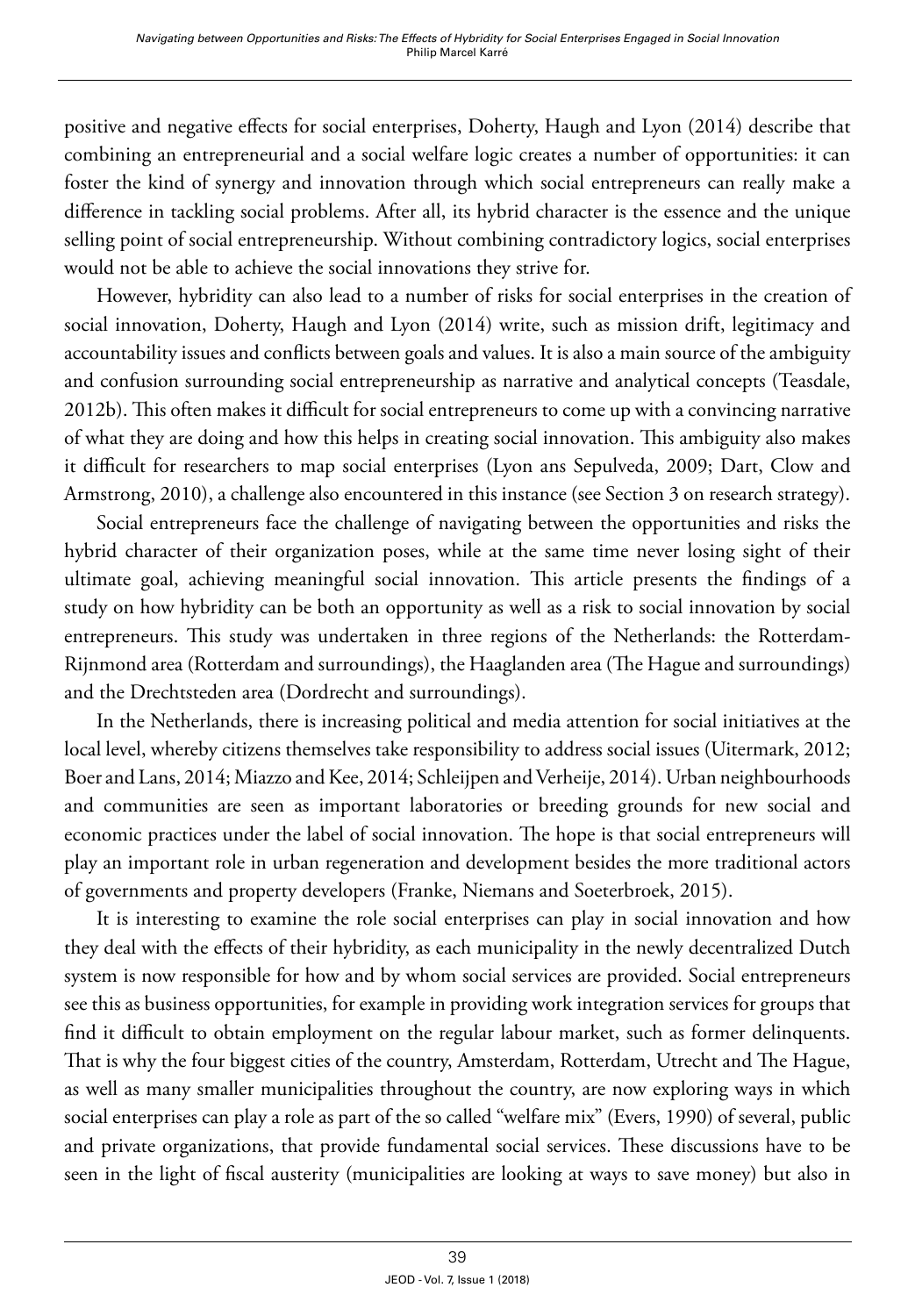positive and negative effects for social enterprises, Doherty, Haugh and Lyon (2014) describe that combining an entrepreneurial and a social welfare logic creates a number of opportunities: it can foster the kind of synergy and innovation through which social entrepreneurs can really make a difference in tackling social problems. After all, its hybrid character is the essence and the unique selling point of social entrepreneurship. Without combining contradictory logics, social enterprises would not be able to achieve the social innovations they strive for.

However, hybridity can also lead to a number of risks for social enterprises in the creation of social innovation, Doherty, Haugh and Lyon (2014) write, such as mission drift, legitimacy and accountability issues and conflicts between goals and values. It is also a main source of the ambiguity and confusion surrounding social entrepreneurship as narrative and analytical concepts (Teasdale, 2012b). This often makes it difficult for social entrepreneurs to come up with a convincing narrative of what they are doing and how this helps in creating social innovation. This ambiguity also makes it difficult for researchers to map social enterprises (Lyon ans Sepulveda, 2009; Dart, Clow and Armstrong, 2010), a challenge also encountered in this instance (see Section 3 on research strategy).

Social entrepreneurs face the challenge of navigating between the opportunities and risks the hybrid character of their organization poses, while at the same time never losing sight of their ultimate goal, achieving meaningful social innovation. This article presents the findings of a study on how hybridity can be both an opportunity as well as a risk to social innovation by social entrepreneurs. This study was undertaken in three regions of the Netherlands: the Rotterdam-Rijnmond area (Rotterdam and surroundings), the Haaglanden area (The Hague and surroundings) and the Drechtsteden area (Dordrecht and surroundings).

In the Netherlands, there is increasing political and media attention for social initiatives at the local level, whereby citizens themselves take responsibility to address social issues (Uitermark, 2012; Boer and Lans, 2014; Miazzo and Kee, 2014; Schleijpen and Verheije, 2014). Urban neighbourhoods and communities are seen as important laboratories or breeding grounds for new social and economic practices under the label of social innovation. The hope is that social entrepreneurs will play an important role in urban regeneration and development besides the more traditional actors of governments and property developers (Franke, Niemans and Soeterbroek, 2015).

It is interesting to examine the role social enterprises can play in social innovation and how they deal with the effects of their hybridity, as each municipality in the newly decentralized Dutch system is now responsible for how and by whom social services are provided. Social entrepreneurs see this as business opportunities, for example in providing work integration services for groups that find it difficult to obtain employment on the regular labour market, such as former delinquents. That is why the four biggest cities of the country, Amsterdam, Rotterdam, Utrecht and The Hague, as well as many smaller municipalities throughout the country, are now exploring ways in which social enterprises can play a role as part of the so called "welfare mix" (Evers, 1990) of several, public and private organizations, that provide fundamental social services. These discussions have to be seen in the light of fiscal austerity (municipalities are looking at ways to save money) but also in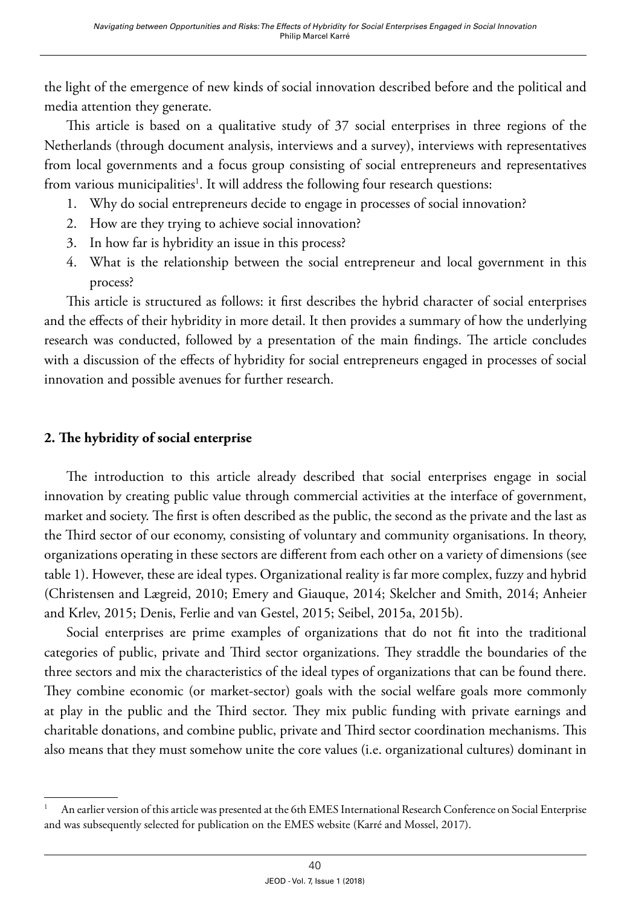the light of the emergence of new kinds of social innovation described before and the political and media attention they generate.

This article is based on a qualitative study of 37 social enterprises in three regions of the Netherlands (through document analysis, interviews and a survey), interviews with representatives from local governments and a focus group consisting of social entrepreneurs and representatives from various municipalities[1]. It will address the following four research questions:

1. Why do social entrepreneurs decide to engage in processes of social innovation?
2. How are they trying to achieve social innovation?
3. In how far is hybridity an issue in this process?
4. What is the relationship between the social entrepreneur and local government in this process?

This article is structured as follows: it first describes the hybrid character of social enterprises and the effects of their hybridity in more detail. It then provides a summary of how the underlying research was conducted, followed by a presentation of the main findings. The article concludes with a discussion of the effects of hybridity for social entrepreneurs engaged in processes of social innovation and possible avenues for further research.

## 2. The hybridity of social enterprise

The introduction to this article already described that social enterprises engage in social innovation by creating public value through commercial activities at the interface of government, market and society. The first is often described as the public, the second as the private and the last as the Third sector of our economy, consisting of voluntary and community organisations. In theory, organizations operating in these sectors are different from each other on a variety of dimensions (see table 1). However, these are ideal types. Organizational reality is far more complex, fuzzy and hybrid (Christensen and Lægreid, 2010; Emery and Giauque, 2014; Skelcher and Smith, 2014; Anheier and Krlev, 2015; Denis, Ferlie and van Gestel, 2015; Seibel, 2015a, 2015b).

Social enterprises are prime examples of organizations that do not fit into the traditional categories of public, private and Third sector organizations. They straddle the boundaries of the three sectors and mix the characteristics of the ideal types of organizations that can be found there. They combine economic (or market-sector) goals with the social welfare goals more commonly at play in the public and the Third sector. They mix public funding with private earnings and charitable donations, and combine public, private and Third sector coordination mechanisms. This also means that they must somehow unite the core values (i.e. organizational cultures) dominant in

[1] An earlier version of this article was presented at the 6th EMES International Research Conference on Social Enterprise and was subsequently selected for publication on the EMES website (Karré and Mossel, 2017).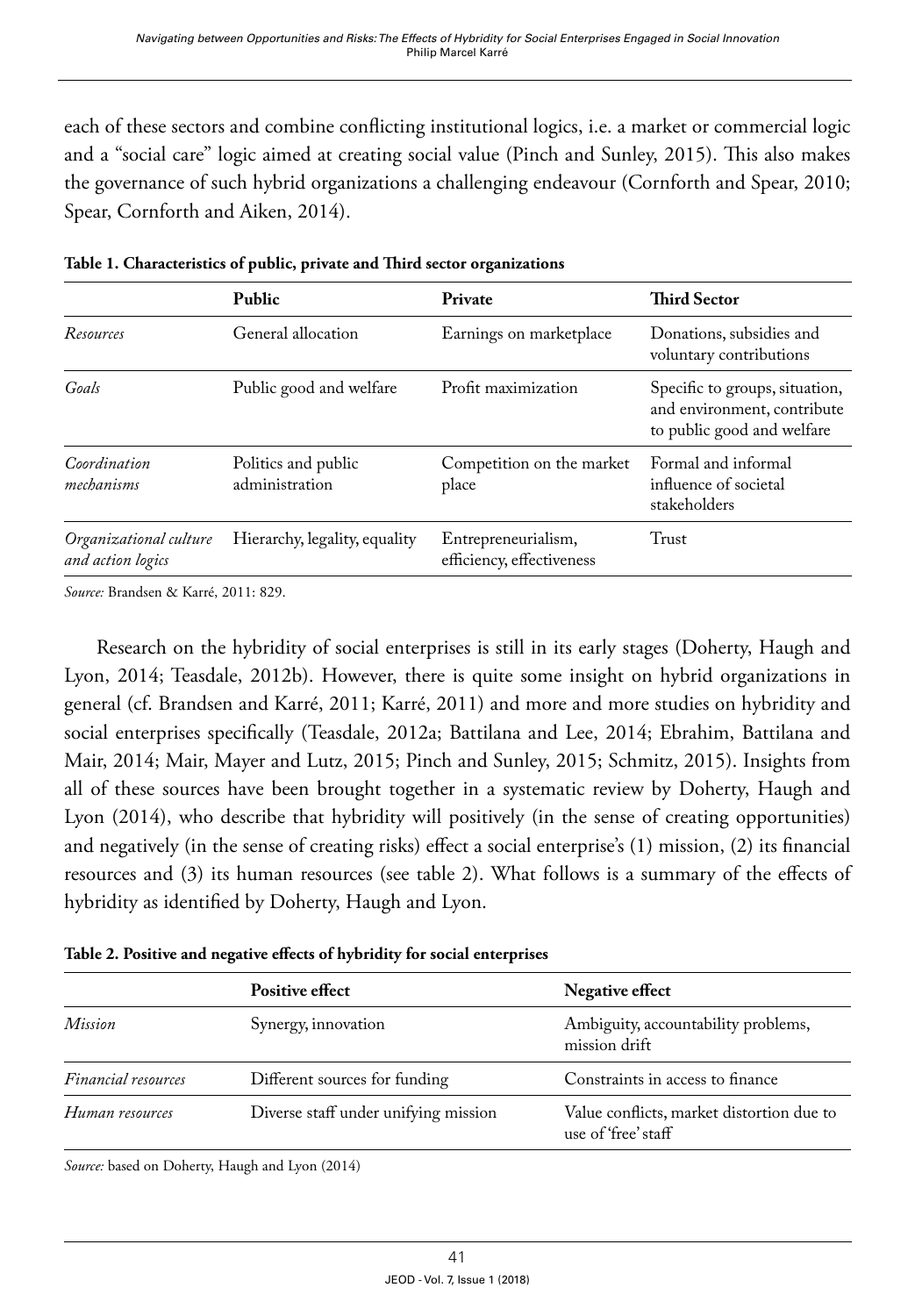each of these sectors and combine conflicting institutional logics, i.e. a market or commercial logic and a "social care" logic aimed at creating social value (Pinch and Sunley, 2015). This also makes the governance of such hybrid organizations a challenging endeavour (Cornforth and Spear, 2010; Spear, Cornforth and Aiken, 2014).

**Table 1. Characteristics of public, private and Third sector organizations**

| | Public | Private | Third Sector |
|---|---|---|---|
| *Resources* | General allocation | Earnings on marketplace | Donations, subsidies and voluntary contributions |
| *Goals* | Public good and welfare | Profit maximization | Specific to groups, situation, and environment, contribute to public good and welfare |
| *Coordination mechanisms* | Politics and public administration | Competition on the market place | Formal and informal influence of societal stakeholders |
| *Organizational culture and action logics* | Hierarchy, legality, equality | Entrepreneurialism, efficiency, effectiveness | Trust |

*Source:* Brandsen & Karré, 2011: 829.

Research on the hybridity of social enterprises is still in its early stages (Doherty, Haugh and Lyon, 2014; Teasdale, 2012b). However, there is quite some insight on hybrid organizations in general (cf. Brandsen and Karré, 2011; Karré, 2011) and more and more studies on hybridity and social enterprises specifically (Teasdale, 2012a; Battilana and Lee, 2014; Ebrahim, Battilana and Mair, 2014; Mair, Mayer and Lutz, 2015; Pinch and Sunley, 2015; Schmitz, 2015). Insights from all of these sources have been brought together in a systematic review by Doherty, Haugh and Lyon (2014), who describe that hybridity will positively (in the sense of creating opportunities) and negatively (in the sense of creating risks) effect a social enterprise's (1) mission, (2) its financial resources and (3) its human resources (see table 2). What follows is a summary of the effects of hybridity as identified by Doherty, Haugh and Lyon.

**Table 2. Positive and negative effects of hybridity for social enterprises**

| | Positive effect | Negative effect |
|---|---|---|
| *Mission* | Synergy, innovation | Ambiguity, accountability problems, mission drift |
| *Financial resources* | Different sources for funding | Constraints in access to finance |
| *Human resources* | Diverse staff under unifying mission | Value conflicts, market distortion due to use of 'free' staff |

*Source:* based on Doherty, Haugh and Lyon (2014)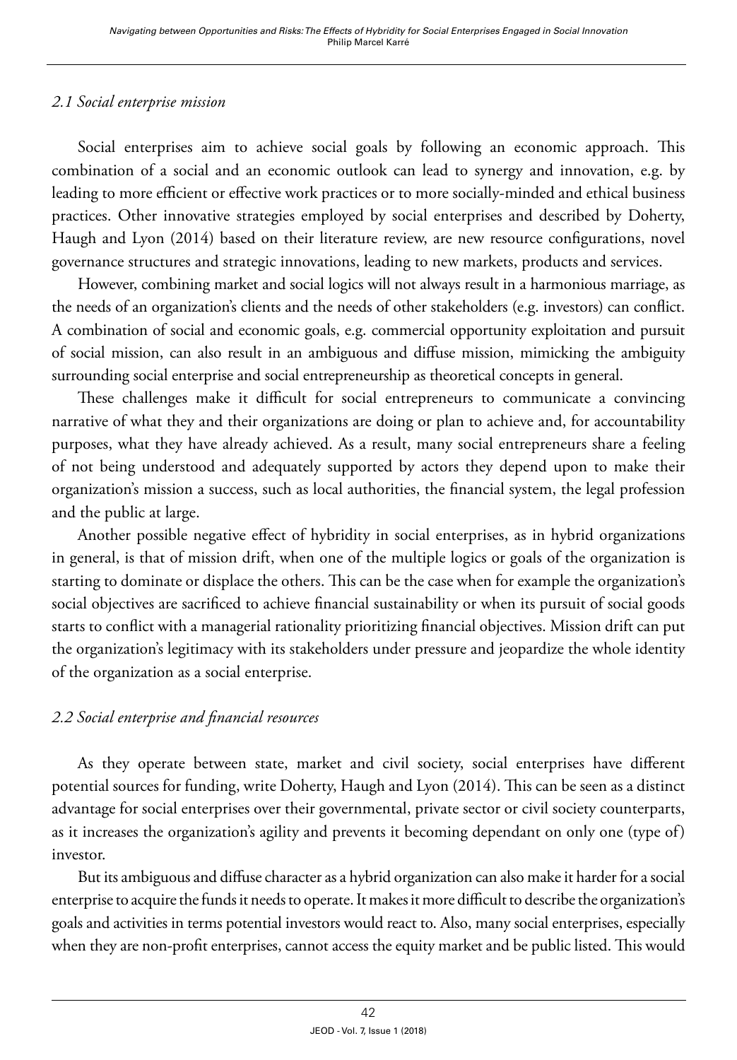### *2.1 Social enterprise mission*

Social enterprises aim to achieve social goals by following an economic approach. This combination of a social and an economic outlook can lead to synergy and innovation, e.g. by leading to more efficient or effective work practices or to more socially-minded and ethical business practices. Other innovative strategies employed by social enterprises and described by Doherty, Haugh and Lyon (2014) based on their literature review, are new resource configurations, novel governance structures and strategic innovations, leading to new markets, products and services.

However, combining market and social logics will not always result in a harmonious marriage, as the needs of an organization's clients and the needs of other stakeholders (e.g. investors) can conflict. A combination of social and economic goals, e.g. commercial opportunity exploitation and pursuit of social mission, can also result in an ambiguous and diffuse mission, mimicking the ambiguity surrounding social enterprise and social entrepreneurship as theoretical concepts in general.

These challenges make it difficult for social entrepreneurs to communicate a convincing narrative of what they and their organizations are doing or plan to achieve and, for accountability purposes, what they have already achieved. As a result, many social entrepreneurs share a feeling of not being understood and adequately supported by actors they depend upon to make their organization's mission a success, such as local authorities, the financial system, the legal profession and the public at large.

Another possible negative effect of hybridity in social enterprises, as in hybrid organizations in general, is that of mission drift, when one of the multiple logics or goals of the organization is starting to dominate or displace the others. This can be the case when for example the organization's social objectives are sacrificed to achieve financial sustainability or when its pursuit of social goods starts to conflict with a managerial rationality prioritizing financial objectives. Mission drift can put the organization's legitimacy with its stakeholders under pressure and jeopardize the whole identity of the organization as a social enterprise.

### *2.2 Social enterprise and financial resources*

As they operate between state, market and civil society, social enterprises have different potential sources for funding, write Doherty, Haugh and Lyon (2014). This can be seen as a distinct advantage for social enterprises over their governmental, private sector or civil society counterparts, as it increases the organization's agility and prevents it becoming dependant on only one (type of) investor.

But its ambiguous and diffuse character as a hybrid organization can also make it harder for a social enterprise to acquire the funds it needs to operate. It makes it more difficult to describe the organization's goals and activities in terms potential investors would react to. Also, many social enterprises, especially when they are non-profit enterprises, cannot access the equity market and be public listed. This would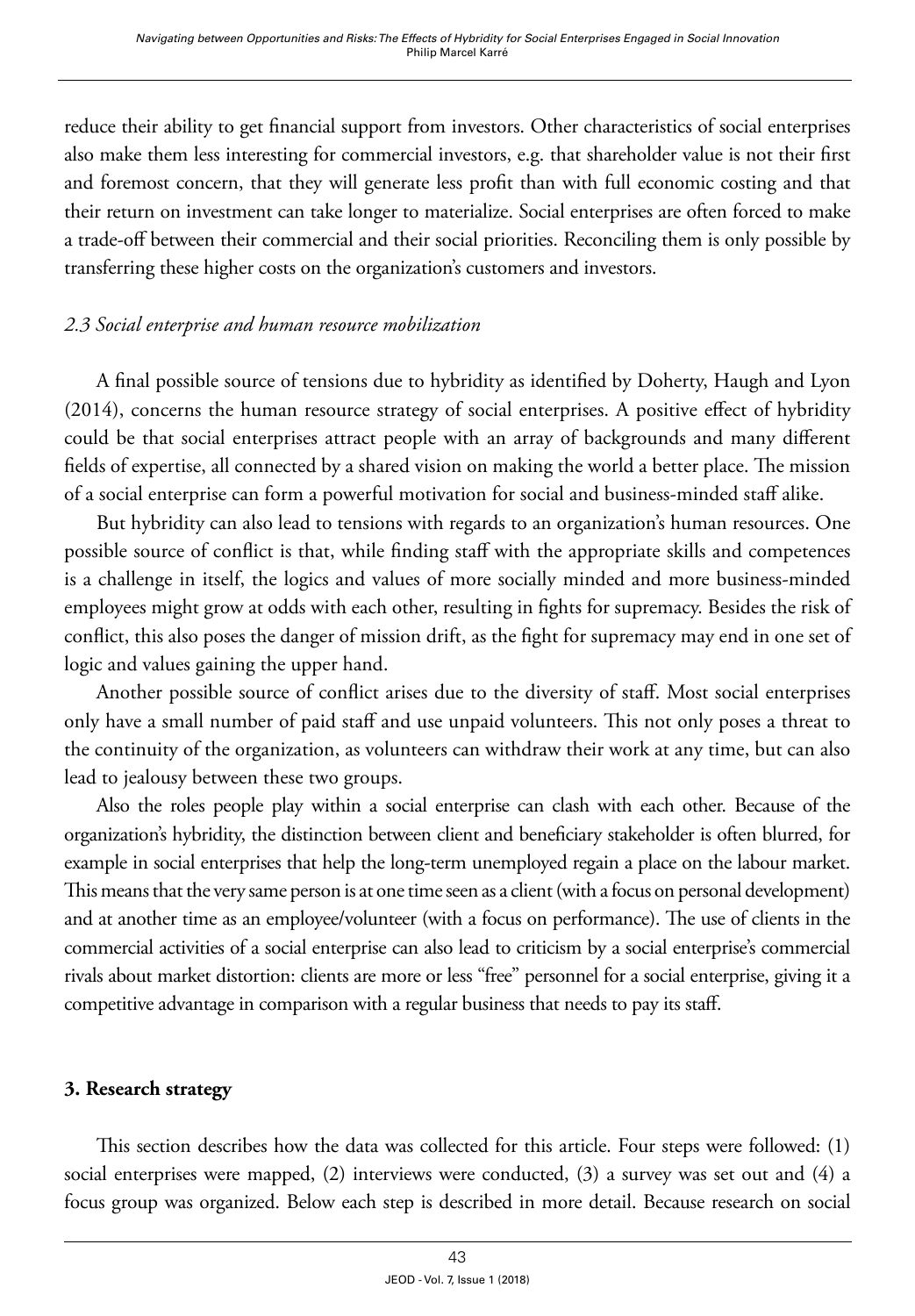reduce their ability to get financial support from investors. Other characteristics of social enterprises also make them less interesting for commercial investors, e.g. that shareholder value is not their first and foremost concern, that they will generate less profit than with full economic costing and that their return on investment can take longer to materialize. Social enterprises are often forced to make a trade-off between their commercial and their social priorities. Reconciling them is only possible by transferring these higher costs on the organization's customers and investors.

### *2.3 Social enterprise and human resource mobilization*

A final possible source of tensions due to hybridity as identified by Doherty, Haugh and Lyon (2014), concerns the human resource strategy of social enterprises. A positive effect of hybridity could be that social enterprises attract people with an array of backgrounds and many different fields of expertise, all connected by a shared vision on making the world a better place. The mission of a social enterprise can form a powerful motivation for social and business-minded staff alike.

But hybridity can also lead to tensions with regards to an organization's human resources. One possible source of conflict is that, while finding staff with the appropriate skills and competences is a challenge in itself, the logics and values of more socially minded and more business-minded employees might grow at odds with each other, resulting in fights for supremacy. Besides the risk of conflict, this also poses the danger of mission drift, as the fight for supremacy may end in one set of logic and values gaining the upper hand.

Another possible source of conflict arises due to the diversity of staff. Most social enterprises only have a small number of paid staff and use unpaid volunteers. This not only poses a threat to the continuity of the organization, as volunteers can withdraw their work at any time, but can also lead to jealousy between these two groups.

Also the roles people play within a social enterprise can clash with each other. Because of the organization's hybridity, the distinction between client and beneficiary stakeholder is often blurred, for example in social enterprises that help the long-term unemployed regain a place on the labour market. This means that the very same person is at one time seen as a client (with a focus on personal development) and at another time as an employee/volunteer (with a focus on performance). The use of clients in the commercial activities of a social enterprise can also lead to criticism by a social enterprise's commercial rivals about market distortion: clients are more or less "free" personnel for a social enterprise, giving it a competitive advantage in comparison with a regular business that needs to pay its staff.

## 3. Research strategy

This section describes how the data was collected for this article. Four steps were followed: (1) social enterprises were mapped, (2) interviews were conducted, (3) a survey was set out and (4) a focus group was organized. Below each step is described in more detail. Because research on social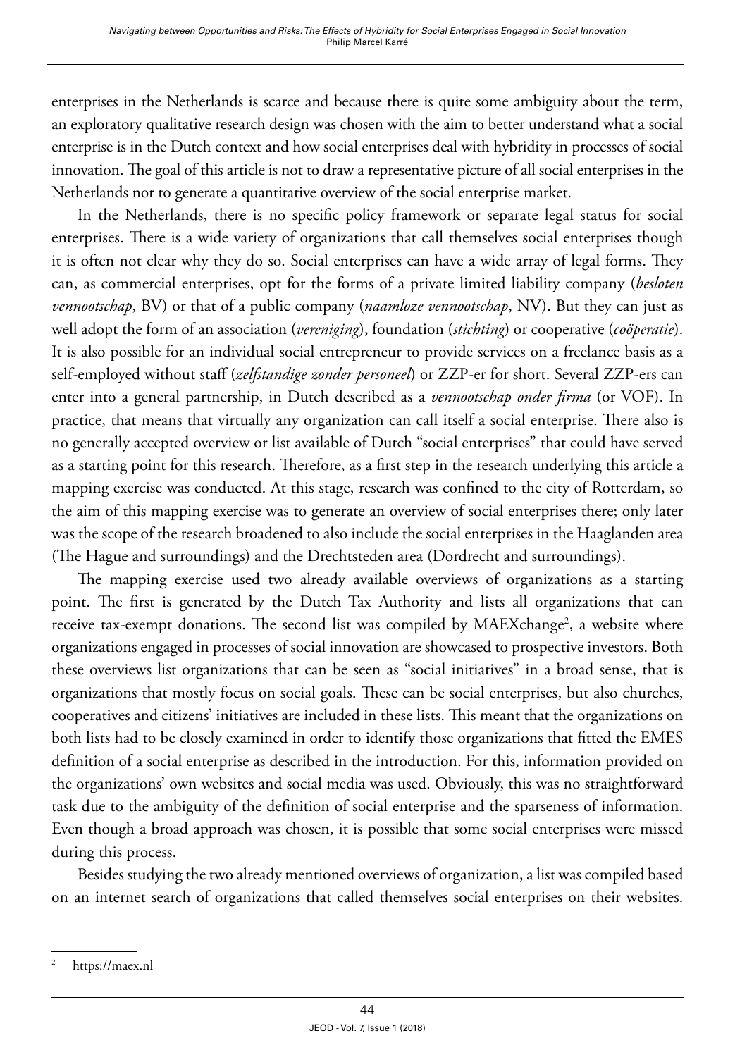enterprises in the Netherlands is scarce and because there is quite some ambiguity about the term, an exploratory qualitative research design was chosen with the aim to better understand what a social enterprise is in the Dutch context and how social enterprises deal with hybridity in processes of social innovation. The goal of this article is not to draw a representative picture of all social enterprises in the Netherlands nor to generate a quantitative overview of the social enterprise market.

In the Netherlands, there is no specific policy framework or separate legal status for social enterprises. There is a wide variety of organizations that call themselves social enterprises though it is often not clear why they do so. Social enterprises can have a wide array of legal forms. They can, as commercial enterprises, opt for the forms of a private limited liability company (*besloten vennootschap*, BV) or that of a public company (*naamloze vennootschap*, NV). But they can just as well adopt the form of an association (*vereniging*), foundation (*stichting*) or cooperative (*coöperatie*). It is also possible for an individual social entrepreneur to provide services on a freelance basis as a self-employed without staff (*zelfstandige zonder personeel*) or ZZP-er for short. Several ZZP-ers can enter into a general partnership, in Dutch described as a *vennootschap onder firma* (or VOF). In practice, that means that virtually any organization can call itself a social enterprise. There also is no generally accepted overview or list available of Dutch "social enterprises" that could have served as a starting point for this research. Therefore, as a first step in the research underlying this article a mapping exercise was conducted. At this stage, research was confined to the city of Rotterdam, so the aim of this mapping exercise was to generate an overview of social enterprises there; only later was the scope of the research broadened to also include the social enterprises in the Haaglanden area (The Hague and surroundings) and the Drechtsteden area (Dordrecht and surroundings).

The mapping exercise used two already available overviews of organizations as a starting point. The first is generated by the Dutch Tax Authority and lists all organizations that can receive tax-exempt donations. The second list was compiled by MAEXchange[2], a website where organizations engaged in processes of social innovation are showcased to prospective investors. Both these overviews list organizations that can be seen as "social initiatives" in a broad sense, that is organizations that mostly focus on social goals. These can be social enterprises, but also churches, cooperatives and citizens' initiatives are included in these lists. This meant that the organizations on both lists had to be closely examined in order to identify those organizations that fitted the EMES definition of a social enterprise as described in the introduction. For this, information provided on the organizations' own websites and social media was used. Obviously, this was no straightforward task due to the ambiguity of the definition of social enterprise and the sparseness of information. Even though a broad approach was chosen, it is possible that some social enterprises were missed during this process.

Besides studying the two already mentioned overviews of organization, a list was compiled based on an internet search of organizations that called themselves social enterprises on their websites.

---

[2] https://maex.nl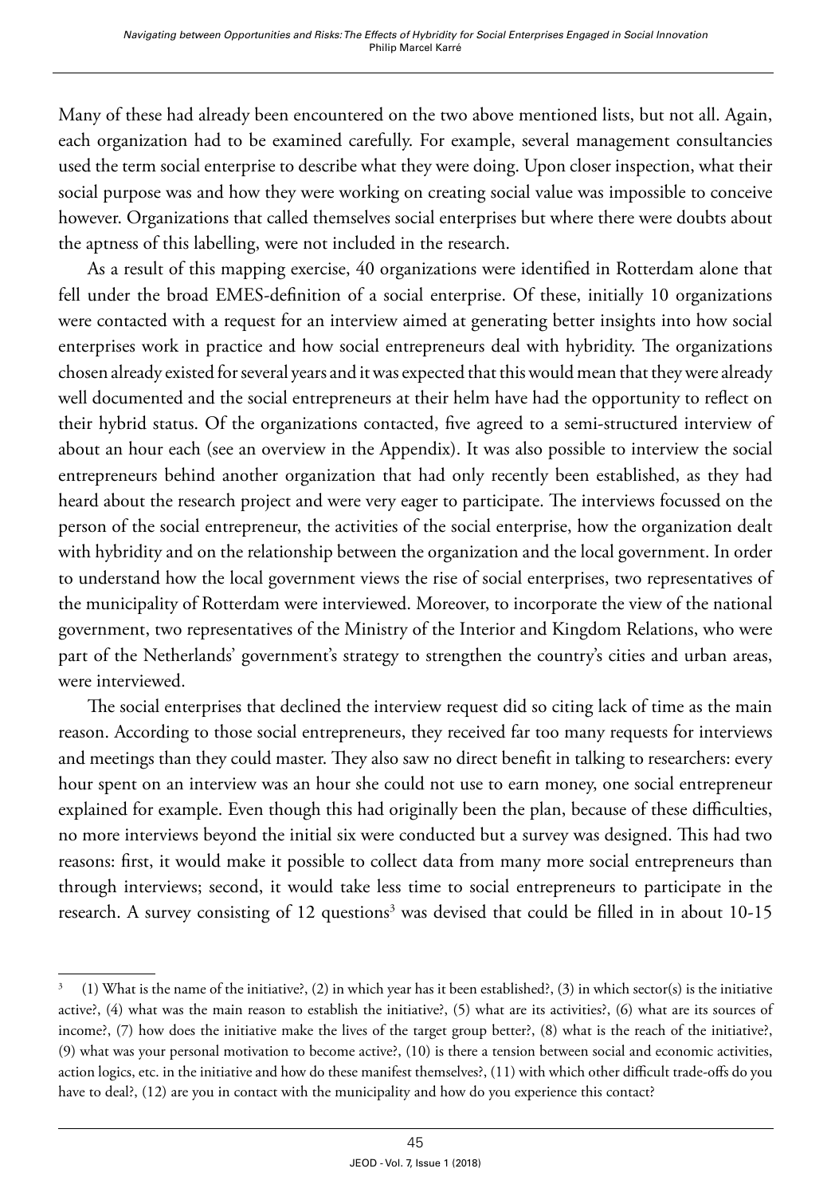Many of these had already been encountered on the two above mentioned lists, but not all. Again, each organization had to be examined carefully. For example, several management consultancies used the term social enterprise to describe what they were doing. Upon closer inspection, what their social purpose was and how they were working on creating social value was impossible to conceive however. Organizations that called themselves social enterprises but where there were doubts about the aptness of this labelling, were not included in the research.

As a result of this mapping exercise, 40 organizations were identified in Rotterdam alone that fell under the broad EMES-definition of a social enterprise. Of these, initially 10 organizations were contacted with a request for an interview aimed at generating better insights into how social enterprises work in practice and how social entrepreneurs deal with hybridity. The organizations chosen already existed for several years and it was expected that this would mean that they were already well documented and the social entrepreneurs at their helm have had the opportunity to reflect on their hybrid status. Of the organizations contacted, five agreed to a semi-structured interview of about an hour each (see an overview in the Appendix). It was also possible to interview the social entrepreneurs behind another organization that had only recently been established, as they had heard about the research project and were very eager to participate. The interviews focussed on the person of the social entrepreneur, the activities of the social enterprise, how the organization dealt with hybridity and on the relationship between the organization and the local government. In order to understand how the local government views the rise of social enterprises, two representatives of the municipality of Rotterdam were interviewed. Moreover, to incorporate the view of the national government, two representatives of the Ministry of the Interior and Kingdom Relations, who were part of the Netherlands' government's strategy to strengthen the country's cities and urban areas, were interviewed.

The social enterprises that declined the interview request did so citing lack of time as the main reason. According to those social entrepreneurs, they received far too many requests for interviews and meetings than they could master. They also saw no direct benefit in talking to researchers: every hour spent on an interview was an hour she could not use to earn money, one social entrepreneur explained for example. Even though this had originally been the plan, because of these difficulties, no more interviews beyond the initial six were conducted but a survey was designed. This had two reasons: first, it would make it possible to collect data from many more social entrepreneurs than through interviews; second, it would take less time to social entrepreneurs to participate in the research. A survey consisting of 12 questions[3] was devised that could be filled in in about 10-15

---

[3] (1) What is the name of the initiative?, (2) in which year has it been established?, (3) in which sector(s) is the initiative active?, (4) what was the main reason to establish the initiative?, (5) what are its activities?, (6) what are its sources of income?, (7) how does the initiative make the lives of the target group better?, (8) what is the reach of the initiative?, (9) what was your personal motivation to become active?, (10) is there a tension between social and economic activities, action logics, etc. in the initiative and how do these manifest themselves?, (11) with which other difficult trade-offs do you have to deal?, (12) are you in contact with the municipality and how do you experience this contact?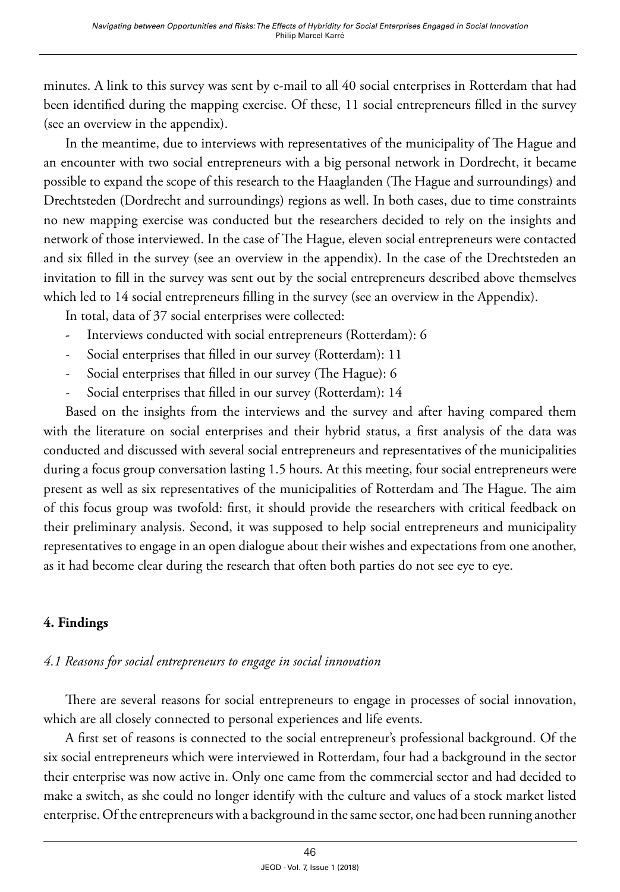minutes. A link to this survey was sent by e-mail to all 40 social enterprises in Rotterdam that had been identified during the mapping exercise. Of these, 11 social entrepreneurs filled in the survey (see an overview in the appendix).

In the meantime, due to interviews with representatives of the municipality of The Hague and an encounter with two social entrepreneurs with a big personal network in Dordrecht, it became possible to expand the scope of this research to the Haaglanden (The Hague and surroundings) and Drechtsteden (Dordrecht and surroundings) regions as well. In both cases, due to time constraints no new mapping exercise was conducted but the researchers decided to rely on the insights and network of those interviewed. In the case of The Hague, eleven social entrepreneurs were contacted and six filled in the survey (see an overview in the appendix). In the case of the Drechtsteden an invitation to fill in the survey was sent out by the social entrepreneurs described above themselves which led to 14 social entrepreneurs filling in the survey (see an overview in the Appendix).

In total, data of 37 social enterprises were collected:

- Interviews conducted with social entrepreneurs (Rotterdam): 6
- Social enterprises that filled in our survey (Rotterdam): 11
- Social enterprises that filled in our survey (The Hague): 6
- Social enterprises that filled in our survey (Rotterdam): 14

Based on the insights from the interviews and the survey and after having compared them with the literature on social enterprises and their hybrid status, a first analysis of the data was conducted and discussed with several social entrepreneurs and representatives of the municipalities during a focus group conversation lasting 1.5 hours. At this meeting, four social entrepreneurs were present as well as six representatives of the municipalities of Rotterdam and The Hague. The aim of this focus group was twofold: first, it should provide the researchers with critical feedback on their preliminary analysis. Second, it was supposed to help social entrepreneurs and municipality representatives to engage in an open dialogue about their wishes and expectations from one another, as it had become clear during the research that often both parties do not see eye to eye.

## 4. Findings

### *4.1 Reasons for social entrepreneurs to engage in social innovation*

There are several reasons for social entrepreneurs to engage in processes of social innovation, which are all closely connected to personal experiences and life events.

A first set of reasons is connected to the social entrepreneur's professional background. Of the six social entrepreneurs which were interviewed in Rotterdam, four had a background in the sector their enterprise was now active in. Only one came from the commercial sector and had decided to make a switch, as she could no longer identify with the culture and values of a stock market listed enterprise. Of the entrepreneurs with a background in the same sector, one had been running another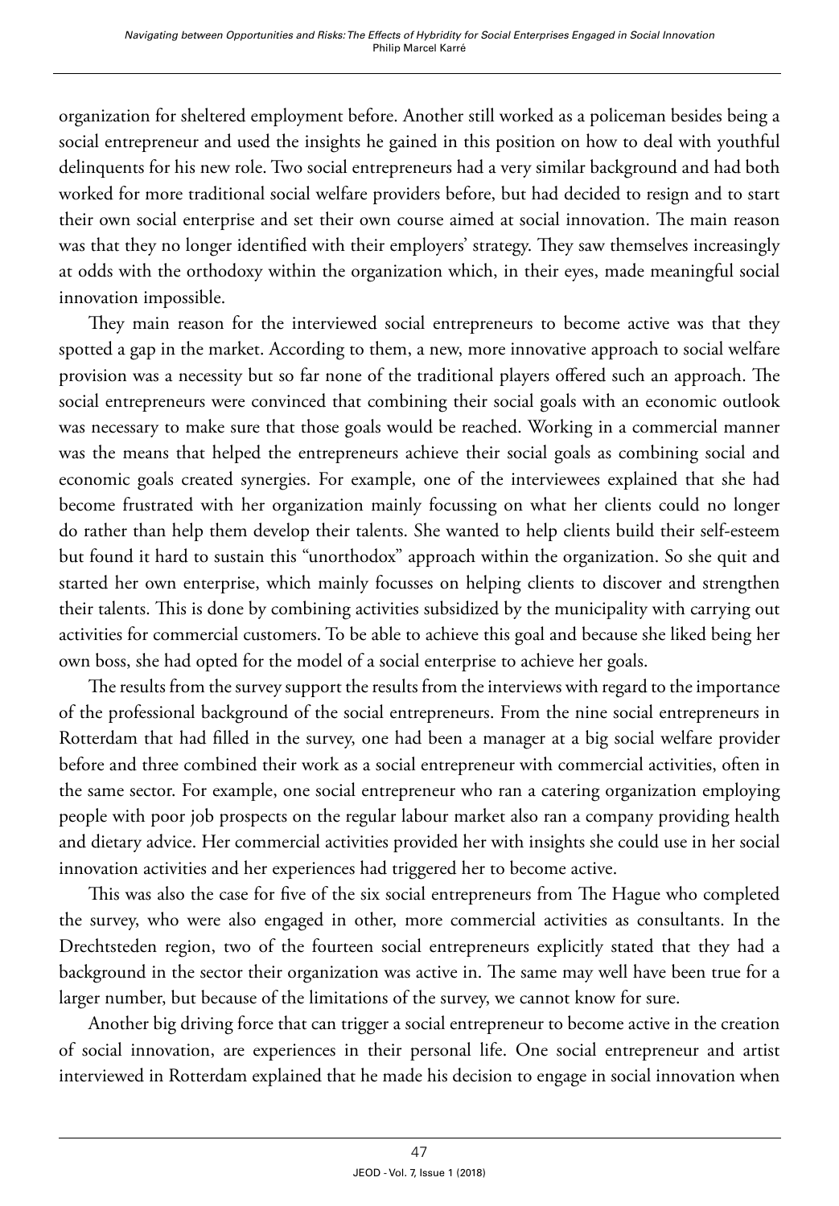organization for sheltered employment before. Another still worked as a policeman besides being a social entrepreneur and used the insights he gained in this position on how to deal with youthful delinquents for his new role. Two social entrepreneurs had a very similar background and had both worked for more traditional social welfare providers before, but had decided to resign and to start their own social enterprise and set their own course aimed at social innovation. The main reason was that they no longer identified with their employers' strategy. They saw themselves increasingly at odds with the orthodoxy within the organization which, in their eyes, made meaningful social innovation impossible.

They main reason for the interviewed social entrepreneurs to become active was that they spotted a gap in the market. According to them, a new, more innovative approach to social welfare provision was a necessity but so far none of the traditional players offered such an approach. The social entrepreneurs were convinced that combining their social goals with an economic outlook was necessary to make sure that those goals would be reached. Working in a commercial manner was the means that helped the entrepreneurs achieve their social goals as combining social and economic goals created synergies. For example, one of the interviewees explained that she had become frustrated with her organization mainly focussing on what her clients could no longer do rather than help them develop their talents. She wanted to help clients build their self-esteem but found it hard to sustain this "unorthodox" approach within the organization. So she quit and started her own enterprise, which mainly focusses on helping clients to discover and strengthen their talents. This is done by combining activities subsidized by the municipality with carrying out activities for commercial customers. To be able to achieve this goal and because she liked being her own boss, she had opted for the model of a social enterprise to achieve her goals.

The results from the survey support the results from the interviews with regard to the importance of the professional background of the social entrepreneurs. From the nine social entrepreneurs in Rotterdam that had filled in the survey, one had been a manager at a big social welfare provider before and three combined their work as a social entrepreneur with commercial activities, often in the same sector. For example, one social entrepreneur who ran a catering organization employing people with poor job prospects on the regular labour market also ran a company providing health and dietary advice. Her commercial activities provided her with insights she could use in her social innovation activities and her experiences had triggered her to become active.

This was also the case for five of the six social entrepreneurs from The Hague who completed the survey, who were also engaged in other, more commercial activities as consultants. In the Drechtsteden region, two of the fourteen social entrepreneurs explicitly stated that they had a background in the sector their organization was active in. The same may well have been true for a larger number, but because of the limitations of the survey, we cannot know for sure.

Another big driving force that can trigger a social entrepreneur to become active in the creation of social innovation, are experiences in their personal life. One social entrepreneur and artist interviewed in Rotterdam explained that he made his decision to engage in social innovation when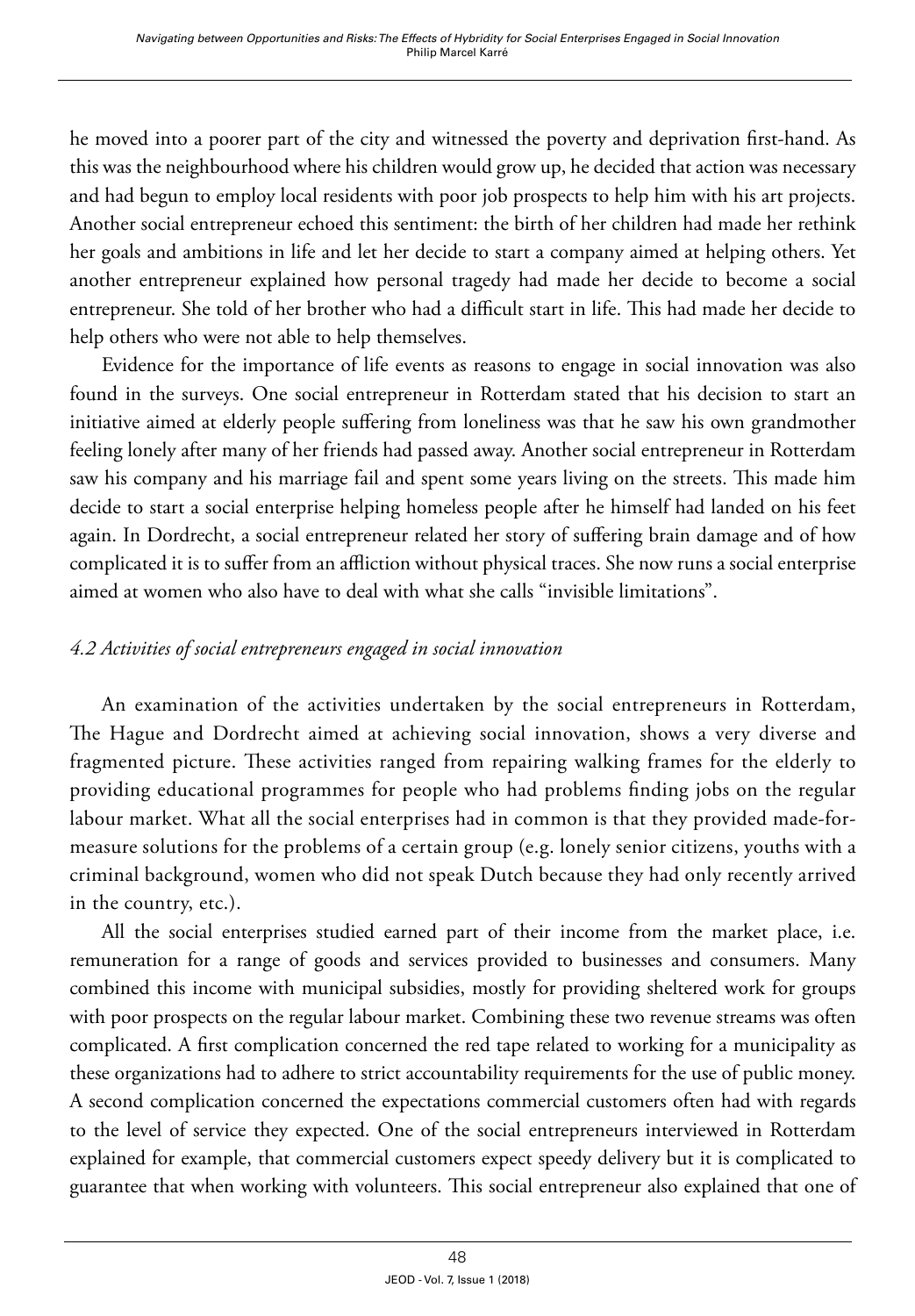he moved into a poorer part of the city and witnessed the poverty and deprivation first-hand. As this was the neighbourhood where his children would grow up, he decided that action was necessary and had begun to employ local residents with poor job prospects to help him with his art projects. Another social entrepreneur echoed this sentiment: the birth of her children had made her rethink her goals and ambitions in life and let her decide to start a company aimed at helping others. Yet another entrepreneur explained how personal tragedy had made her decide to become a social entrepreneur. She told of her brother who had a difficult start in life. This had made her decide to help others who were not able to help themselves.

Evidence for the importance of life events as reasons to engage in social innovation was also found in the surveys. One social entrepreneur in Rotterdam stated that his decision to start an initiative aimed at elderly people suffering from loneliness was that he saw his own grandmother feeling lonely after many of her friends had passed away. Another social entrepreneur in Rotterdam saw his company and his marriage fail and spent some years living on the streets. This made him decide to start a social enterprise helping homeless people after he himself had landed on his feet again. In Dordrecht, a social entrepreneur related her story of suffering brain damage and of how complicated it is to suffer from an affliction without physical traces. She now runs a social enterprise aimed at women who also have to deal with what she calls "invisible limitations".

### *4.2 Activities of social entrepreneurs engaged in social innovation*

An examination of the activities undertaken by the social entrepreneurs in Rotterdam, The Hague and Dordrecht aimed at achieving social innovation, shows a very diverse and fragmented picture. These activities ranged from repairing walking frames for the elderly to providing educational programmes for people who had problems finding jobs on the regular labour market. What all the social enterprises had in common is that they provided made-for-measure solutions for the problems of a certain group (e.g. lonely senior citizens, youths with a criminal background, women who did not speak Dutch because they had only recently arrived in the country, etc.).

All the social enterprises studied earned part of their income from the market place, i.e. remuneration for a range of goods and services provided to businesses and consumers. Many combined this income with municipal subsidies, mostly for providing sheltered work for groups with poor prospects on the regular labour market. Combining these two revenue streams was often complicated. A first complication concerned the red tape related to working for a municipality as these organizations had to adhere to strict accountability requirements for the use of public money. A second complication concerned the expectations commercial customers often had with regards to the level of service they expected. One of the social entrepreneurs interviewed in Rotterdam explained for example, that commercial customers expect speedy delivery but it is complicated to guarantee that when working with volunteers. This social entrepreneur also explained that one of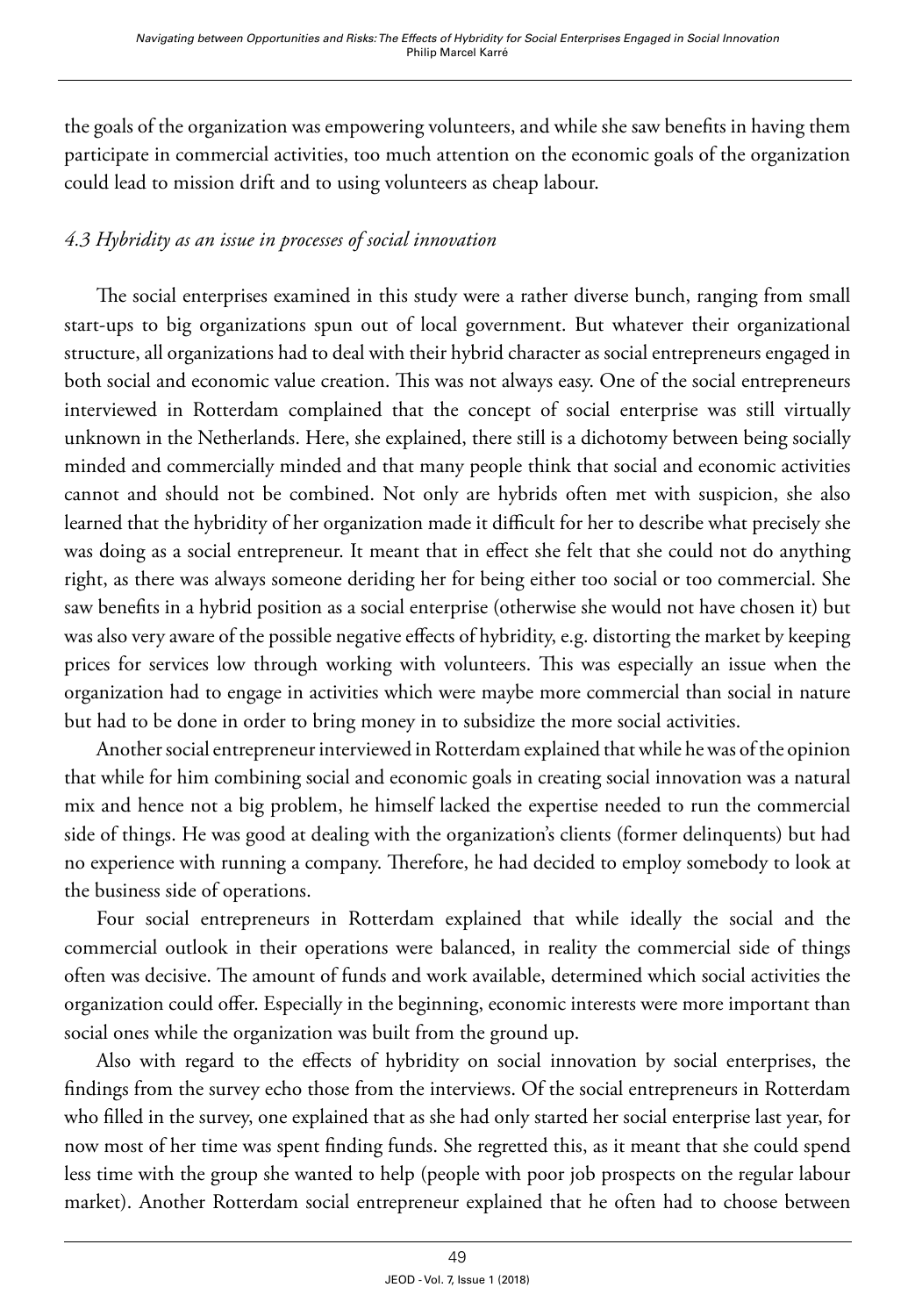the goals of the organization was empowering volunteers, and while she saw benefits in having them participate in commercial activities, too much attention on the economic goals of the organization could lead to mission drift and to using volunteers as cheap labour.

### *4.3 Hybridity as an issue in processes of social innovation*

The social enterprises examined in this study were a rather diverse bunch, ranging from small start-ups to big organizations spun out of local government. But whatever their organizational structure, all organizations had to deal with their hybrid character as social entrepreneurs engaged in both social and economic value creation. This was not always easy. One of the social entrepreneurs interviewed in Rotterdam complained that the concept of social enterprise was still virtually unknown in the Netherlands. Here, she explained, there still is a dichotomy between being socially minded and commercially minded and that many people think that social and economic activities cannot and should not be combined. Not only are hybrids often met with suspicion, she also learned that the hybridity of her organization made it difficult for her to describe what precisely she was doing as a social entrepreneur. It meant that in effect she felt that she could not do anything right, as there was always someone deriding her for being either too social or too commercial. She saw benefits in a hybrid position as a social enterprise (otherwise she would not have chosen it) but was also very aware of the possible negative effects of hybridity, e.g. distorting the market by keeping prices for services low through working with volunteers. This was especially an issue when the organization had to engage in activities which were maybe more commercial than social in nature but had to be done in order to bring money in to subsidize the more social activities.

Another social entrepreneur interviewed in Rotterdam explained that while he was of the opinion that while for him combining social and economic goals in creating social innovation was a natural mix and hence not a big problem, he himself lacked the expertise needed to run the commercial side of things. He was good at dealing with the organization's clients (former delinquents) but had no experience with running a company. Therefore, he had decided to employ somebody to look at the business side of operations.

Four social entrepreneurs in Rotterdam explained that while ideally the social and the commercial outlook in their operations were balanced, in reality the commercial side of things often was decisive. The amount of funds and work available, determined which social activities the organization could offer. Especially in the beginning, economic interests were more important than social ones while the organization was built from the ground up.

Also with regard to the effects of hybridity on social innovation by social enterprises, the findings from the survey echo those from the interviews. Of the social entrepreneurs in Rotterdam who filled in the survey, one explained that as she had only started her social enterprise last year, for now most of her time was spent finding funds. She regretted this, as it meant that she could spend less time with the group she wanted to help (people with poor job prospects on the regular labour market). Another Rotterdam social entrepreneur explained that he often had to choose between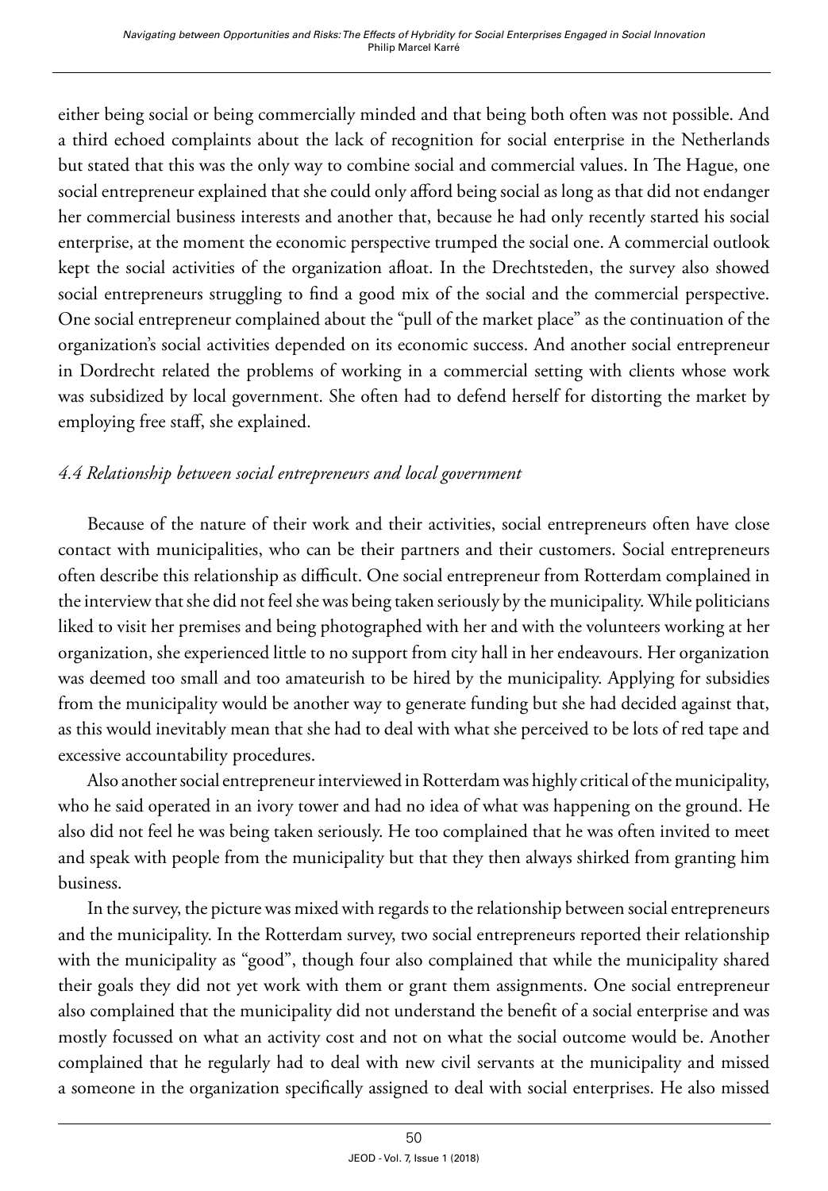either being social or being commercially minded and that being both often was not possible. And a third echoed complaints about the lack of recognition for social enterprise in the Netherlands but stated that this was the only way to combine social and commercial values. In The Hague, one social entrepreneur explained that she could only afford being social as long as that did not endanger her commercial business interests and another that, because he had only recently started his social enterprise, at the moment the economic perspective trumped the social one. A commercial outlook kept the social activities of the organization afloat. In the Drechtsteden, the survey also showed social entrepreneurs struggling to find a good mix of the social and the commercial perspective. One social entrepreneur complained about the "pull of the market place" as the continuation of the organization's social activities depended on its economic success. And another social entrepreneur in Dordrecht related the problems of working in a commercial setting with clients whose work was subsidized by local government. She often had to defend herself for distorting the market by employing free staff, she explained.

### *4.4 Relationship between social entrepreneurs and local government*

Because of the nature of their work and their activities, social entrepreneurs often have close contact with municipalities, who can be their partners and their customers. Social entrepreneurs often describe this relationship as difficult. One social entrepreneur from Rotterdam complained in the interview that she did not feel she was being taken seriously by the municipality. While politicians liked to visit her premises and being photographed with her and with the volunteers working at her organization, she experienced little to no support from city hall in her endeavours. Her organization was deemed too small and too amateurish to be hired by the municipality. Applying for subsidies from the municipality would be another way to generate funding but she had decided against that, as this would inevitably mean that she had to deal with what she perceived to be lots of red tape and excessive accountability procedures.

Also another social entrepreneur interviewed in Rotterdam was highly critical of the municipality, who he said operated in an ivory tower and had no idea of what was happening on the ground. He also did not feel he was being taken seriously. He too complained that he was often invited to meet and speak with people from the municipality but that they then always shirked from granting him business.

In the survey, the picture was mixed with regards to the relationship between social entrepreneurs and the municipality. In the Rotterdam survey, two social entrepreneurs reported their relationship with the municipality as "good", though four also complained that while the municipality shared their goals they did not yet work with them or grant them assignments. One social entrepreneur also complained that the municipality did not understand the benefit of a social enterprise and was mostly focussed on what an activity cost and not on what the social outcome would be. Another complained that he regularly had to deal with new civil servants at the municipality and missed a someone in the organization specifically assigned to deal with social enterprises. He also missed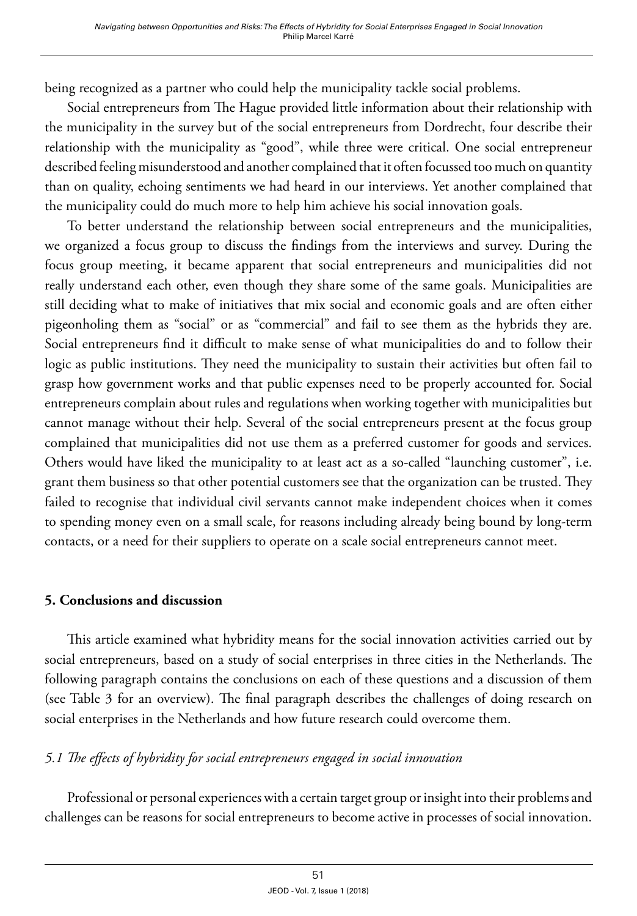being recognized as a partner who could help the municipality tackle social problems.

Social entrepreneurs from The Hague provided little information about their relationship with the municipality in the survey but of the social entrepreneurs from Dordrecht, four describe their relationship with the municipality as "good", while three were critical. One social entrepreneur described feeling misunderstood and another complained that it often focussed too much on quantity than on quality, echoing sentiments we had heard in our interviews. Yet another complained that the municipality could do much more to help him achieve his social innovation goals.

To better understand the relationship between social entrepreneurs and the municipalities, we organized a focus group to discuss the findings from the interviews and survey. During the focus group meeting, it became apparent that social entrepreneurs and municipalities did not really understand each other, even though they share some of the same goals. Municipalities are still deciding what to make of initiatives that mix social and economic goals and are often either pigeonholing them as "social" or as "commercial" and fail to see them as the hybrids they are. Social entrepreneurs find it difficult to make sense of what municipalities do and to follow their logic as public institutions. They need the municipality to sustain their activities but often fail to grasp how government works and that public expenses need to be properly accounted for. Social entrepreneurs complain about rules and regulations when working together with municipalities but cannot manage without their help. Several of the social entrepreneurs present at the focus group complained that municipalities did not use them as a preferred customer for goods and services. Others would have liked the municipality to at least act as a so-called "launching customer", i.e. grant them business so that other potential customers see that the organization can be trusted. They failed to recognise that individual civil servants cannot make independent choices when it comes to spending money even on a small scale, for reasons including already being bound by long-term contacts, or a need for their suppliers to operate on a scale social entrepreneurs cannot meet.

## 5. Conclusions and discussion

This article examined what hybridity means for the social innovation activities carried out by social entrepreneurs, based on a study of social enterprises in three cities in the Netherlands. The following paragraph contains the conclusions on each of these questions and a discussion of them (see Table 3 for an overview). The final paragraph describes the challenges of doing research on social enterprises in the Netherlands and how future research could overcome them.

### *5.1 The effects of hybridity for social entrepreneurs engaged in social innovation*

Professional or personal experiences with a certain target group or insight into their problems and challenges can be reasons for social entrepreneurs to become active in processes of social innovation.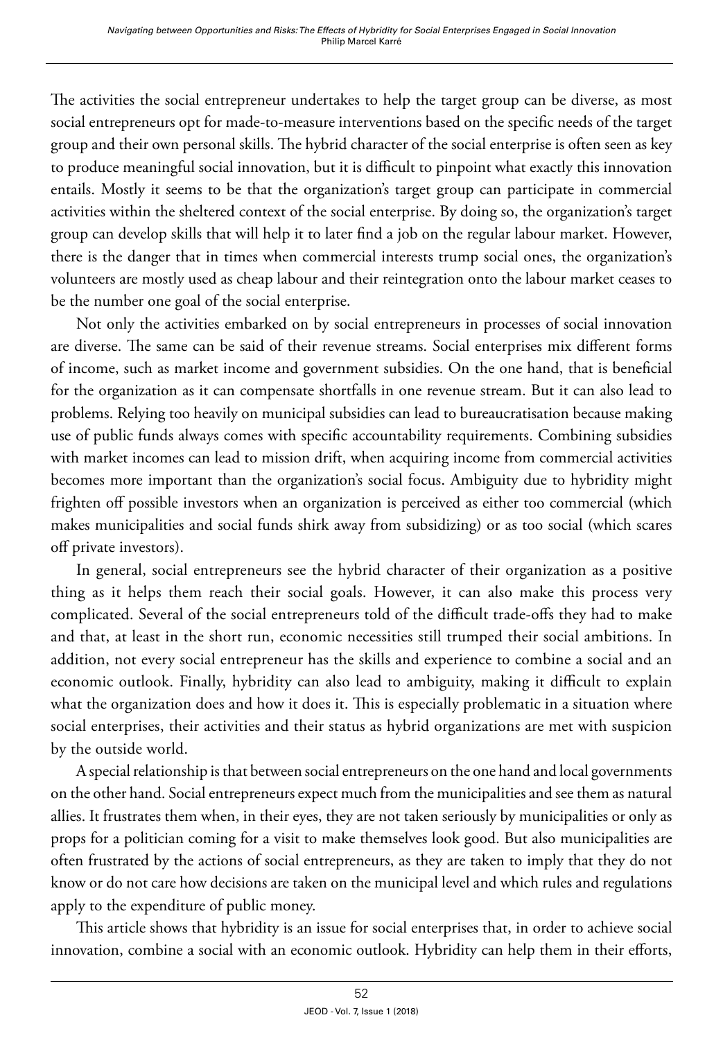The activities the social entrepreneur undertakes to help the target group can be diverse, as most social entrepreneurs opt for made-to-measure interventions based on the specific needs of the target group and their own personal skills. The hybrid character of the social enterprise is often seen as key to produce meaningful social innovation, but it is difficult to pinpoint what exactly this innovation entails. Mostly it seems to be that the organization's target group can participate in commercial activities within the sheltered context of the social enterprise. By doing so, the organization's target group can develop skills that will help it to later find a job on the regular labour market. However, there is the danger that in times when commercial interests trump social ones, the organization's volunteers are mostly used as cheap labour and their reintegration onto the labour market ceases to be the number one goal of the social enterprise.

Not only the activities embarked on by social entrepreneurs in processes of social innovation are diverse. The same can be said of their revenue streams. Social enterprises mix different forms of income, such as market income and government subsidies. On the one hand, that is beneficial for the organization as it can compensate shortfalls in one revenue stream. But it can also lead to problems. Relying too heavily on municipal subsidies can lead to bureaucratisation because making use of public funds always comes with specific accountability requirements. Combining subsidies with market incomes can lead to mission drift, when acquiring income from commercial activities becomes more important than the organization's social focus. Ambiguity due to hybridity might frighten off possible investors when an organization is perceived as either too commercial (which makes municipalities and social funds shirk away from subsidizing) or as too social (which scares off private investors).

In general, social entrepreneurs see the hybrid character of their organization as a positive thing as it helps them reach their social goals. However, it can also make this process very complicated. Several of the social entrepreneurs told of the difficult trade-offs they had to make and that, at least in the short run, economic necessities still trumped their social ambitions. In addition, not every social entrepreneur has the skills and experience to combine a social and an economic outlook. Finally, hybridity can also lead to ambiguity, making it difficult to explain what the organization does and how it does it. This is especially problematic in a situation where social enterprises, their activities and their status as hybrid organizations are met with suspicion by the outside world.

A special relationship is that between social entrepreneurs on the one hand and local governments on the other hand. Social entrepreneurs expect much from the municipalities and see them as natural allies. It frustrates them when, in their eyes, they are not taken seriously by municipalities or only as props for a politician coming for a visit to make themselves look good. But also municipalities are often frustrated by the actions of social entrepreneurs, as they are taken to imply that they do not know or do not care how decisions are taken on the municipal level and which rules and regulations apply to the expenditure of public money.

This article shows that hybridity is an issue for social enterprises that, in order to achieve social innovation, combine a social with an economic outlook. Hybridity can help them in their efforts,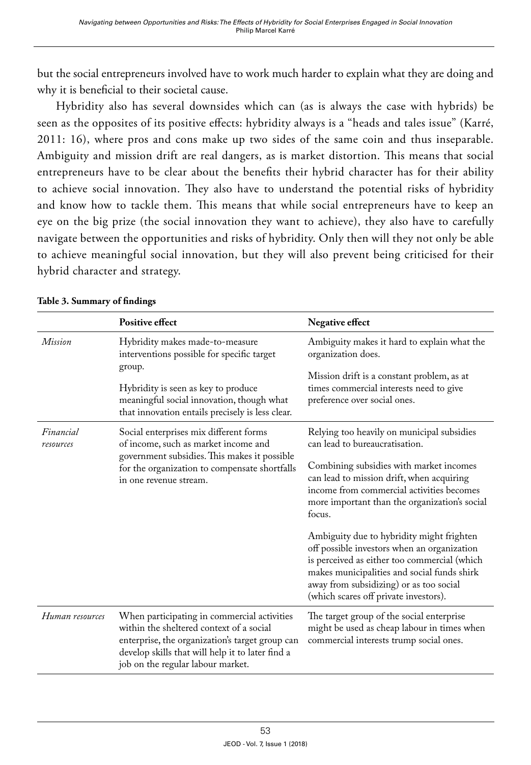but the social entrepreneurs involved have to work much harder to explain what they are doing and why it is beneficial to their societal cause.

Hybridity also has several downsides which can (as is always the case with hybrids) be seen as the opposites of its positive effects: hybridity always is a "heads and tales issue" (Karré, 2011: 16), where pros and cons make up two sides of the same coin and thus inseparable. Ambiguity and mission drift are real dangers, as is market distortion. This means that social entrepreneurs have to be clear about the benefits their hybrid character has for their ability to achieve social innovation. They also have to understand the potential risks of hybridity and know how to tackle them. This means that while social entrepreneurs have to keep an eye on the big prize (the social innovation they want to achieve), they also have to carefully navigate between the opportunities and risks of hybridity. Only then will they not only be able to achieve meaningful social innovation, but they will also prevent being criticised for their hybrid character and strategy.

**Table 3. Summary of findings**

| | **Positive effect** | **Negative effect** |
|---|---|---|
| *Mission* | Hybridity makes made-to-measure interventions possible for specific target group.<br><br>Hybridity is seen as key to produce meaningful social innovation, though what that innovation entails precisely is less clear. | Ambiguity makes it hard to explain what the organization does.<br><br>Mission drift is a constant problem, as at times commercial interests need to give preference over social ones. |
| *Financial resources* | Social enterprises mix different forms of income, such as market income and government subsidies. This makes it possible for the organization to compensate shortfalls in one revenue stream. | Relying too heavily on municipal subsidies can lead to bureaucratisation.<br><br>Combining subsidies with market incomes can lead to mission drift, when acquiring income from commercial activities becomes more important than the organization's social focus.<br><br>Ambiguity due to hybridity might frighten off possible investors when an organization is perceived as either too commercial (which makes municipalities and social funds shirk away from subsidizing) or as too social (which scares off private investors). |
| *Human resources* | When participating in commercial activities within the sheltered context of a social enterprise, the organization's target group can develop skills that will help it to later find a job on the regular labour market. | The target group of the social enterprise might be used as cheap labour in times when commercial interests trump social ones. |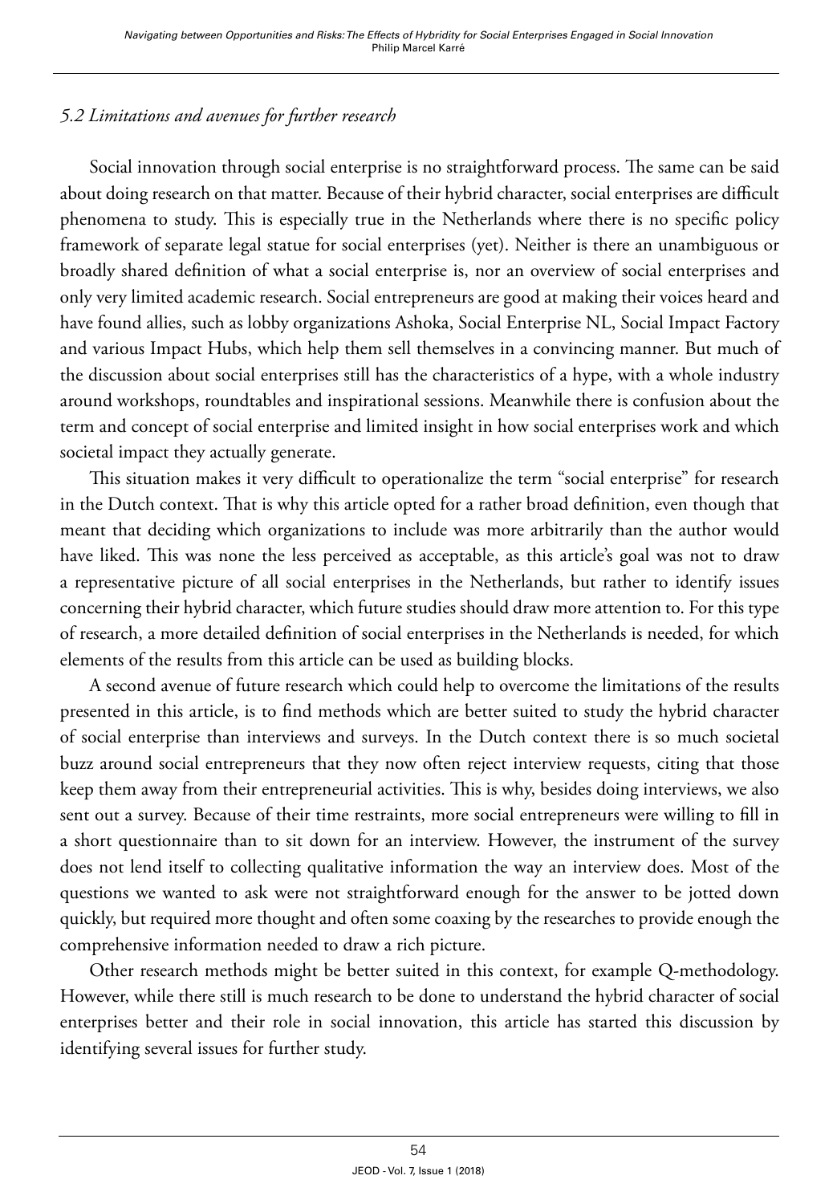### *5.2 Limitations and avenues for further research*

Social innovation through social enterprise is no straightforward process. The same can be said about doing research on that matter. Because of their hybrid character, social enterprises are difficult phenomena to study. This is especially true in the Netherlands where there is no specific policy framework of separate legal statue for social enterprises (yet). Neither is there an unambiguous or broadly shared definition of what a social enterprise is, nor an overview of social enterprises and only very limited academic research. Social entrepreneurs are good at making their voices heard and have found allies, such as lobby organizations Ashoka, Social Enterprise NL, Social Impact Factory and various Impact Hubs, which help them sell themselves in a convincing manner. But much of the discussion about social enterprises still has the characteristics of a hype, with a whole industry around workshops, roundtables and inspirational sessions. Meanwhile there is confusion about the term and concept of social enterprise and limited insight in how social enterprises work and which societal impact they actually generate.

This situation makes it very difficult to operationalize the term "social enterprise" for research in the Dutch context. That is why this article opted for a rather broad definition, even though that meant that deciding which organizations to include was more arbitrarily than the author would have liked. This was none the less perceived as acceptable, as this article's goal was not to draw a representative picture of all social enterprises in the Netherlands, but rather to identify issues concerning their hybrid character, which future studies should draw more attention to. For this type of research, a more detailed definition of social enterprises in the Netherlands is needed, for which elements of the results from this article can be used as building blocks.

A second avenue of future research which could help to overcome the limitations of the results presented in this article, is to find methods which are better suited to study the hybrid character of social enterprise than interviews and surveys. In the Dutch context there is so much societal buzz around social entrepreneurs that they now often reject interview requests, citing that those keep them away from their entrepreneurial activities. This is why, besides doing interviews, we also sent out a survey. Because of their time restraints, more social entrepreneurs were willing to fill in a short questionnaire than to sit down for an interview. However, the instrument of the survey does not lend itself to collecting qualitative information the way an interview does. Most of the questions we wanted to ask were not straightforward enough for the answer to be jotted down quickly, but required more thought and often some coaxing by the researches to provide enough the comprehensive information needed to draw a rich picture.

Other research methods might be better suited in this context, for example Q-methodology. However, while there still is much research to be done to understand the hybrid character of social enterprises better and their role in social innovation, this article has started this discussion by identifying several issues for further study.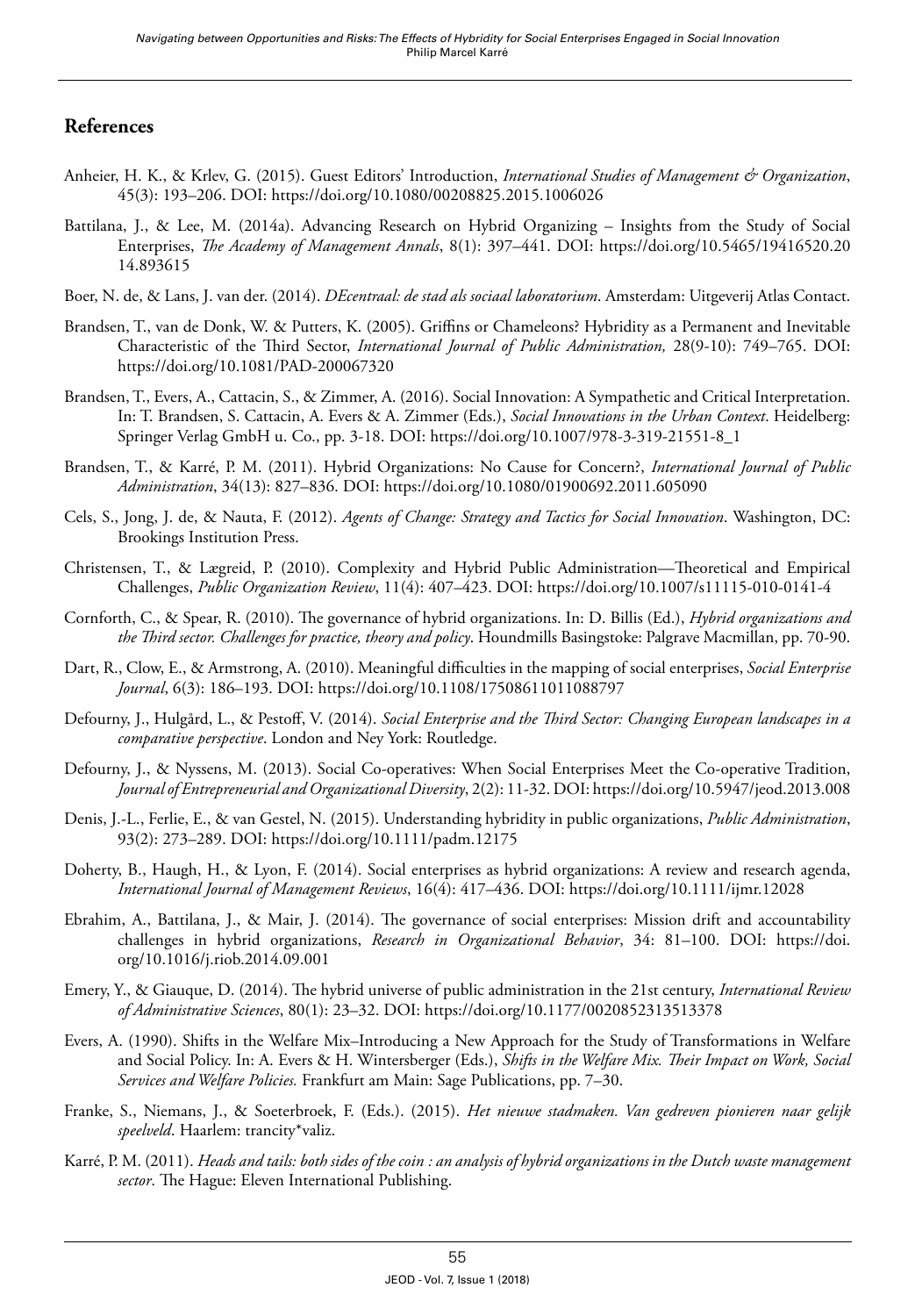## References

Anheier, H. K., & Krlev, G. (2015). Guest Editors' Introduction, *International Studies of Management & Organization*, 45(3): 193–206. DOI: https://doi.org/10.1080/00208825.2015.1006026

Battilana, J., & Lee, M. (2014a). Advancing Research on Hybrid Organizing – Insights from the Study of Social Enterprises, *The Academy of Management Annals*, 8(1): 397–441. DOI: https://doi.org/10.5465/19416520.2014.893615

Boer, N. de, & Lans, J. van der. (2014). *DEcentraal: de stad als sociaal laboratorium*. Amsterdam: Uitgeverij Atlas Contact.

Brandsen, T., van de Donk, W. & Putters, K. (2005). Griffins or Chameleons? Hybridity as a Permanent and Inevitable Characteristic of the Third Sector, *International Journal of Public Administration,* 28(9-10): 749–765. DOI: https://doi.org/10.1081/PAD-200067320

Brandsen, T., Evers, A., Cattacin, S., & Zimmer, A. (2016). Social Innovation: A Sympathetic and Critical Interpretation. In: T. Brandsen, S. Cattacin, A. Evers & A. Zimmer (Eds.), *Social Innovations in the Urban Context*. Heidelberg: Springer Verlag GmbH u. Co., pp. 3-18. DOI: https://doi.org/10.1007/978-3-319-21551-8_1

Brandsen, T., & Karré, P. M. (2011). Hybrid Organizations: No Cause for Concern?, *International Journal of Public Administration*, 34(13): 827–836. DOI: https://doi.org/10.1080/01900692.2011.605090

Cels, S., Jong, J. de, & Nauta, F. (2012). *Agents of Change: Strategy and Tactics for Social Innovation*. Washington, DC: Brookings Institution Press.

Christensen, T., & Lægreid, P. (2010). Complexity and Hybrid Public Administration—Theoretical and Empirical Challenges, *Public Organization Review*, 11(4): 407–423. DOI: https://doi.org/10.1007/s11115-010-0141-4

Cornforth, C., & Spear, R. (2010). The governance of hybrid organizations. In: D. Billis (Ed.), *Hybrid organizations and the Third sector. Challenges for practice, theory and policy*. Houndmills Basingstoke: Palgrave Macmillan, pp. 70-90.

Dart, R., Clow, E., & Armstrong, A. (2010). Meaningful difficulties in the mapping of social enterprises, *Social Enterprise Journal*, 6(3): 186–193. DOI: https://doi.org/10.1108/17508611011088797

Defourny, J., Hulgård, L., & Pestoff, V. (2014). *Social Enterprise and the Third Sector: Changing European landscapes in a comparative perspective*. London and Ney York: Routledge.

Defourny, J., & Nyssens, M. (2013). Social Co-operatives: When Social Enterprises Meet the Co-operative Tradition, *Journal of Entrepreneurial and Organizational Diversity*, 2(2): 11-32. DOI: https://doi.org/10.5947/jeod.2013.008

Denis, J.-L., Ferlie, E., & van Gestel, N. (2015). Understanding hybridity in public organizations, *Public Administration*, 93(2): 273–289. DOI: https://doi.org/10.1111/padm.12175

Doherty, B., Haugh, H., & Lyon, F. (2014). Social enterprises as hybrid organizations: A review and research agenda, *International Journal of Management Reviews*, 16(4): 417–436. DOI: https://doi.org/10.1111/ijmr.12028

Ebrahim, A., Battilana, J., & Mair, J. (2014). The governance of social enterprises: Mission drift and accountability challenges in hybrid organizations, *Research in Organizational Behavior*, 34: 81–100. DOI: https://doi.org/10.1016/j.riob.2014.09.001

Emery, Y., & Giauque, D. (2014). The hybrid universe of public administration in the 21st century, *International Review of Administrative Sciences*, 80(1): 23–32. DOI: https://doi.org/10.1177/0020852313513378

Evers, A. (1990). Shifts in the Welfare Mix–Introducing a New Approach for the Study of Transformations in Welfare and Social Policy. In: A. Evers & H. Wintersberger (Eds.), *Shifts in the Welfare Mix. Their Impact on Work, Social Services and Welfare Policies.* Frankfurt am Main: Sage Publications, pp. 7–30.

Franke, S., Niemans, J., & Soeterbroek, F. (Eds.). (2015). *Het nieuwe stadmaken. Van gedreven pionieren naar gelijk speelveld*. Haarlem: trancity*valiz.

Karré, P. M. (2011). *Heads and tails: both sides of the coin : an analysis of hybrid organizations in the Dutch waste management sector*. The Hague: Eleven International Publishing.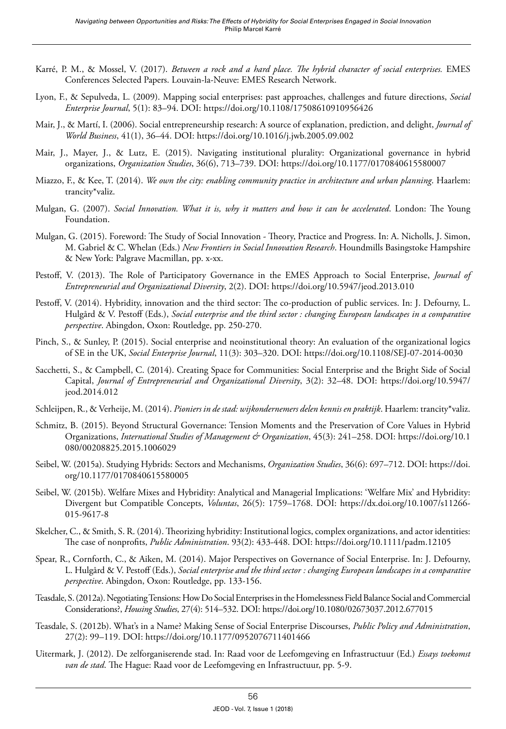Karré, P. M., & Mossel, V. (2017). *Between a rock and a hard place. The hybrid character of social enterprises.* EMES Conferences Selected Papers. Louvain-la-Neuve: EMES Research Network.

Lyon, F., & Sepulveda, L. (2009). Mapping social enterprises: past approaches, challenges and future directions, *Social Enterprise Journal*, 5(1): 83–94. DOI: https://doi.org/10.1108/17508610910956426

Mair, J., & Martí, I. (2006). Social entrepreneurship research: A source of explanation, prediction, and delight, *Journal of World Business*, 41(1), 36–44. DOI: https://doi.org/10.1016/j.jwb.2005.09.002

Mair, J., Mayer, J., & Lutz, E. (2015). Navigating institutional plurality: Organizational governance in hybrid organizations, *Organization Studies*, 36(6), 713–739. DOI: https://doi.org/10.1177/0170840615580007

Miazzo, F., & Kee, T. (2014). *We own the city: enabling community practice in architecture and urban planning*. Haarlem: trancity*valiz.

Mulgan, G. (2007). *Social Innovation. What it is, why it matters and how it can be accelerated*. London: The Young Foundation.

Mulgan, G. (2015). Foreword: The Study of Social Innovation - Theory, Practice and Progress. In: A. Nicholls, J. Simon, M. Gabriel & C. Whelan (Eds.) *New Frontiers in Social Innovation Research*. Houndmills Basingstoke Hampshire & New York: Palgrave Macmillan, pp. x-xx.

Pestoff, V. (2013). The Role of Participatory Governance in the EMES Approach to Social Enterprise, *Journal of Entrepreneurial and Organizational Diversity*, 2(2). DOI: https://doi.org/10.5947/jeod.2013.010

Pestoff, V. (2014). Hybridity, innovation and the third sector: The co-production of public services. In: J. Defourny, L. Hulgård & V. Pestoff (Eds.), *Social enterprise and the third sector : changing European landscapes in a comparative perspective*. Abingdon, Oxon: Routledge, pp. 250-270.

Pinch, S., & Sunley, P. (2015). Social enterprise and neoinstitutional theory: An evaluation of the organizational logics of SE in the UK, *Social Enterprise Journal*, 11(3): 303–320. DOI: https://doi.org/10.1108/SEJ-07-2014-0030

Sacchetti, S., & Campbell, C. (2014). Creating Space for Communities: Social Enterprise and the Bright Side of Social Capital, *Journal of Entrepreneurial and Organizational Diversity*, 3(2): 32–48. DOI: https://doi.org/10.5947/jeod.2014.012

Schleijpen, R., & Verheije, M. (2014). *Pioniers in de stad: wijkondernemers delen kennis en praktijk*. Haarlem: trancity*valiz.

Schmitz, B. (2015). Beyond Structural Governance: Tension Moments and the Preservation of Core Values in Hybrid Organizations, *International Studies of Management & Organization*, 45(3): 241–258. DOI: https://doi.org/10.1080/00208825.2015.1006029

Seibel, W. (2015a). Studying Hybrids: Sectors and Mechanisms, *Organization Studies*, 36(6): 697–712. DOI: https://doi.org/10.1177/0170840615580005

Seibel, W. (2015b). Welfare Mixes and Hybridity: Analytical and Managerial Implications: 'Welfare Mix' and Hybridity: Divergent but Compatible Concepts, *Voluntas*, 26(5): 1759–1768. DOI: https://dx.doi.org/10.1007/s11266-015-9617-8

Skelcher, C., & Smith, S. R. (2014). Theorizing hybridity: Institutional logics, complex organizations, and actor identities: The case of nonprofits, *Public Administration*. 93(2): 433-448. DOI: https://doi.org/10.1111/padm.12105

Spear, R., Cornforth, C., & Aiken, M. (2014). Major Perspectives on Governance of Social Enterprise. In: J. Defourny, L. Hulgård & V. Pestoff (Eds.), *Social enterprise and the third sector : changing European landscapes in a comparative perspective*. Abingdon, Oxon: Routledge, pp. 133-156.

Teasdale, S. (2012a). Negotiating Tensions: How Do Social Enterprises in the Homelessness Field Balance Social and Commercial Considerations?, *Housing Studies*, 27(4): 514–532. DOI: https://doi.org/10.1080/02673037.2012.677015

Teasdale, S. (2012b). What's in a Name? Making Sense of Social Enterprise Discourses, *Public Policy and Administration*, 27(2): 99–119. DOI: https://doi.org/10.1177/0952076711401466

Uitermark, J. (2012). De zelforganiserende stad. In: Raad voor de Leefomgeving en Infrastructuur (Ed.) *Essays toekomst van de stad*. The Hague: Raad voor de Leefomgeving en Infrastructuur, pp. 5-9.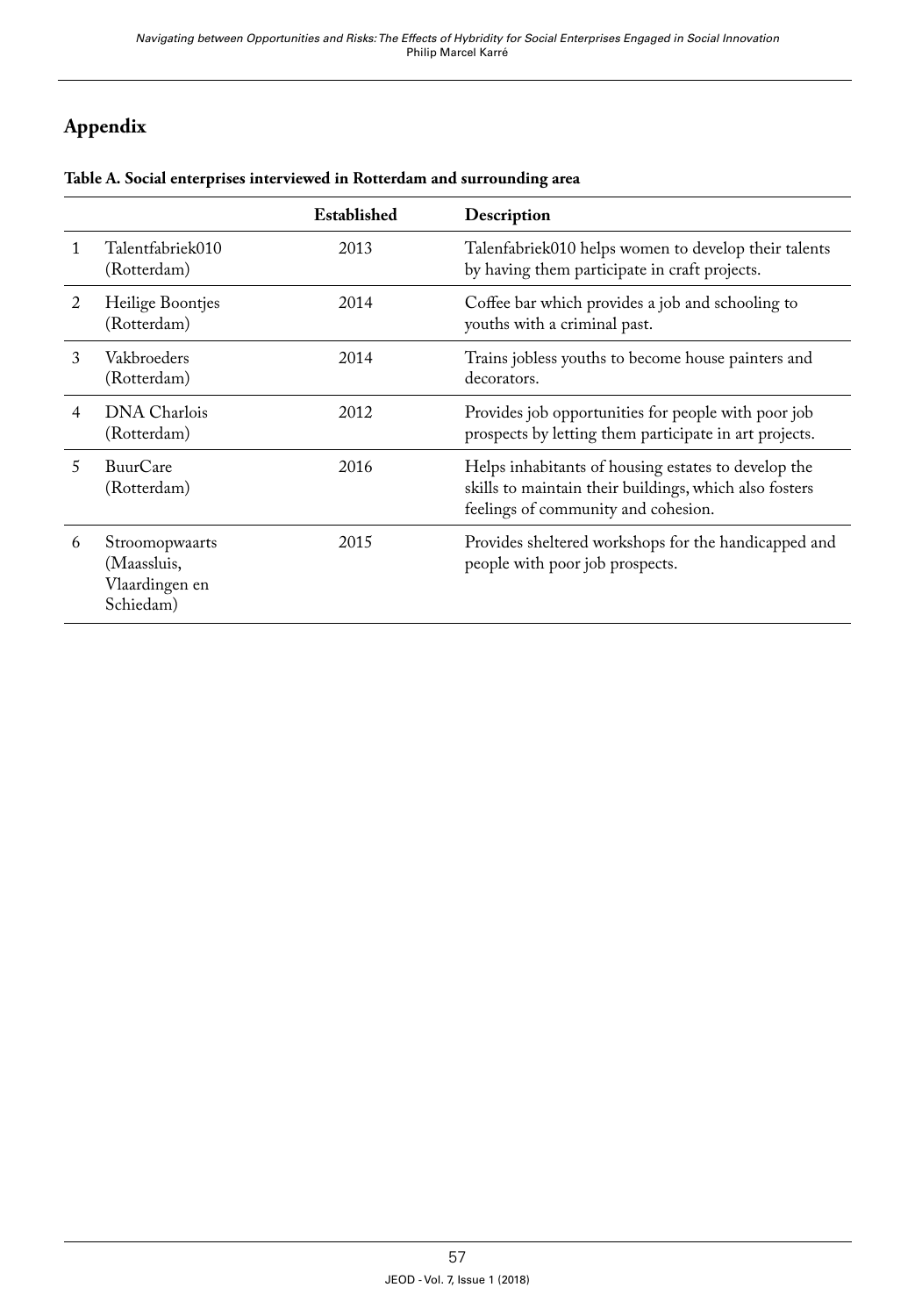## Appendix

**Table A. Social enterprises interviewed in Rotterdam and surrounding area**

| | | Established | Description |
|---|---|---|---|
| 1 | Talentfabriek010 (Rotterdam) | 2013 | Talenfabriek010 helps women to develop their talents by having them participate in craft projects. |
| 2 | Heilige Boontjes (Rotterdam) | 2014 | Coffee bar which provides a job and schooling to youths with a criminal past. |
| 3 | Vakbroeders (Rotterdam) | 2014 | Trains jobless youths to become house painters and decorators. |
| 4 | DNA Charlois (Rotterdam) | 2012 | Provides job opportunities for people with poor job prospects by letting them participate in art projects. |
| 5 | BuurCare (Rotterdam) | 2016 | Helps inhabitants of housing estates to develop the skills to maintain their buildings, which also fosters feelings of community and cohesion. |
| 6 | Stroomopwaarts (Maassluis, Vlaardingen en Schiedam) | 2015 | Provides sheltered workshops for the handicapped and people with poor job prospects. |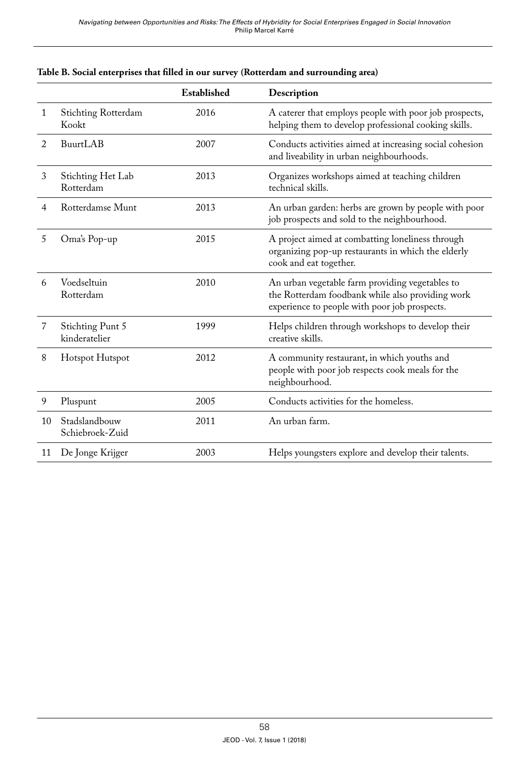**Table B. Social enterprises that filled in our survey (Rotterdam and surrounding area)**

| | | Established | Description |
|---|---|---|---|
| 1 | Stichting Rotterdam Kookt | 2016 | A caterer that employs people with poor job prospects, helping them to develop professional cooking skills. |
| 2 | BuurtLAB | 2007 | Conducts activities aimed at increasing social cohesion and liveability in urban neighbourhoods. |
| 3 | Stichting Het Lab Rotterdam | 2013 | Organizes workshops aimed at teaching children technical skills. |
| 4 | Rotterdamse Munt | 2013 | An urban garden: herbs are grown by people with poor job prospects and sold to the neighbourhood. |
| 5 | Oma's Pop-up | 2015 | A project aimed at combatting loneliness through organizing pop-up restaurants in which the elderly cook and eat together. |
| 6 | Voedseltuin Rotterdam | 2010 | An urban vegetable farm providing vegetables to the Rotterdam foodbank while also providing work experience to people with poor job prospects. |
| 7 | Stichting Punt 5 kinderatelier | 1999 | Helps children through workshops to develop their creative skills. |
| 8 | Hotspot Hutspot | 2012 | A community restaurant, in which youths and people with poor job respects cook meals for the neighbourhood. |
| 9 | Pluspunt | 2005 | Conducts activities for the homeless. |
| 10 | Stadslandbouw Schiebroek-Zuid | 2011 | An urban farm. |
| 11 | De Jonge Krijger | 2003 | Helps youngsters explore and develop their talents. |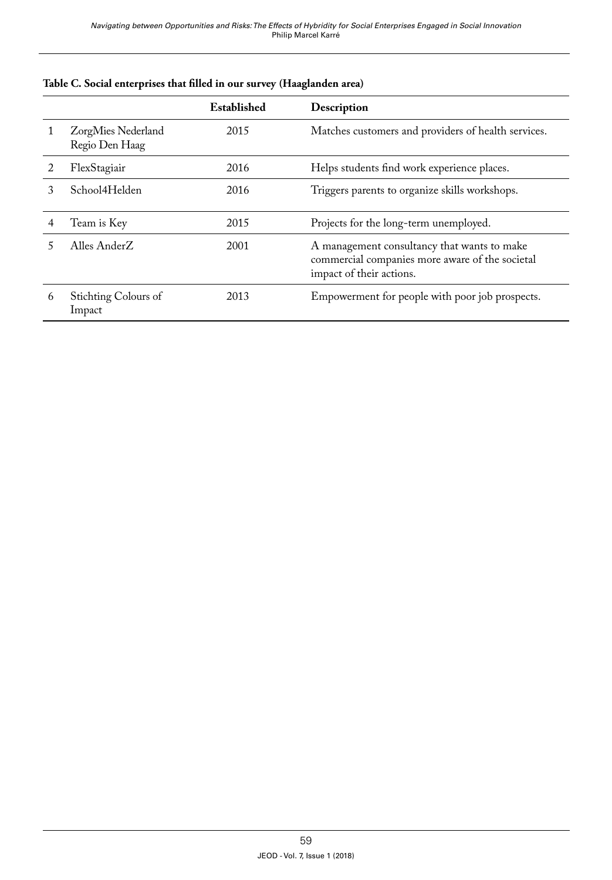**Table C. Social enterprises that filled in our survey (Haaglanden area)**

| | | Established | Description |
|---|---|---|---|
| 1 | ZorgMies Nederland Regio Den Haag | 2015 | Matches customers and providers of health services. |
| 2 | FlexStagiair | 2016 | Helps students find work experience places. |
| 3 | School4Helden | 2016 | Triggers parents to organize skills workshops. |
| 4 | Team is Key | 2015 | Projects for the long-term unemployed. |
| 5 | Alles AnderZ | 2001 | A management consultancy that wants to make commercial companies more aware of the societal impact of their actions. |
| 6 | Stichting Colours of Impact | 2013 | Empowerment for people with poor job prospects. |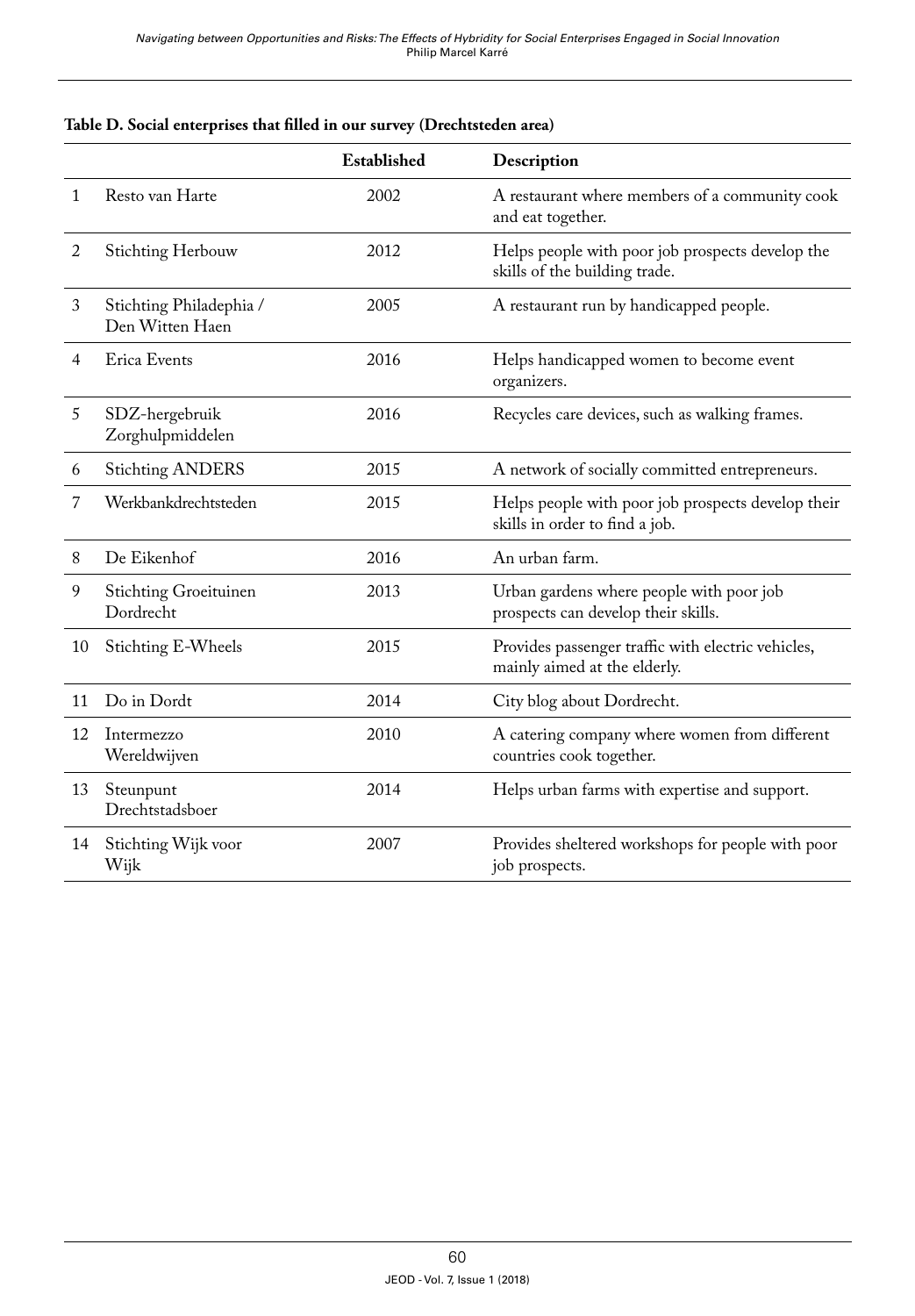**Table D. Social enterprises that filled in our survey (Drechtsteden area)**

| | | Established | Description |
|---|---|---|---|
| 1 | Resto van Harte | 2002 | A restaurant where members of a community cook and eat together. |
| 2 | Stichting Herbouw | 2012 | Helps people with poor job prospects develop the skills of the building trade. |
| 3 | Stichting Philadephia / Den Witten Haen | 2005 | A restaurant run by handicapped people. |
| 4 | Erica Events | 2016 | Helps handicapped women to become event organizers. |
| 5 | SDZ-hergebruik Zorghulpmiddelen | 2016 | Recycles care devices, such as walking frames. |
| 6 | Stichting ANDERS | 2015 | A network of socially committed entrepreneurs. |
| 7 | Werkbankdrechtsteden | 2015 | Helps people with poor job prospects develop their skills in order to find a job. |
| 8 | De Eikenhof | 2016 | An urban farm. |
| 9 | Stichting Groeituinen Dordrecht | 2013 | Urban gardens where people with poor job prospects can develop their skills. |
| 10 | Stichting E-Wheels | 2015 | Provides passenger traffic with electric vehicles, mainly aimed at the elderly. |
| 11 | Do in Dordt | 2014 | City blog about Dordrecht. |
| 12 | Intermezzo Wereldwijven | 2010 | A catering company where women from different countries cook together. |
| 13 | Steunpunt Drechtstadsboer | 2014 | Helps urban farms with expertise and support. |
| 14 | Stichting Wijk voor Wijk | 2007 | Provides sheltered workshops for people with poor job prospects. |